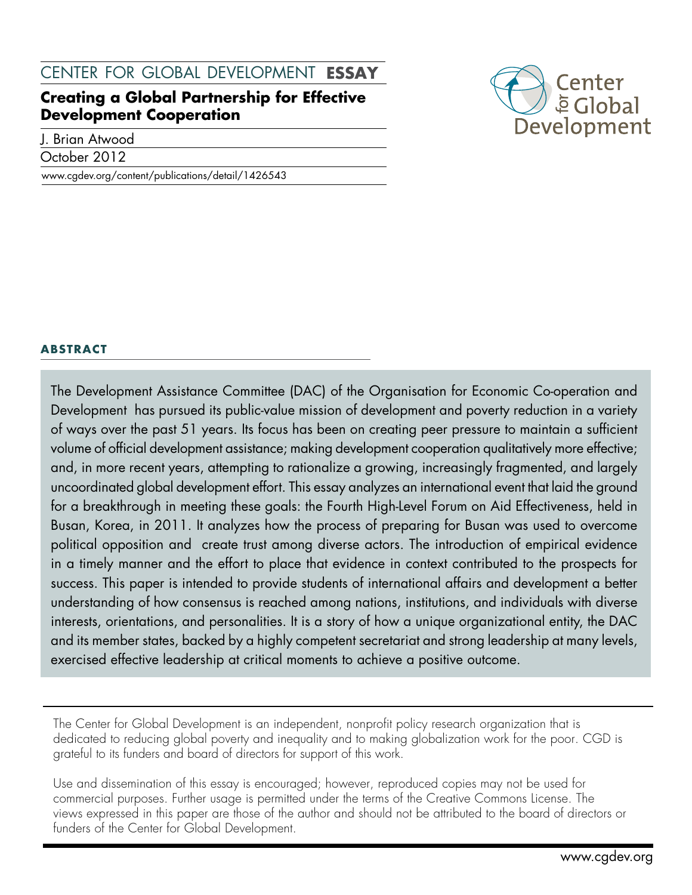CENTER FOR GLOBAL DEVELOPMENT **ESSAY**

# Creating a Global Partnership for Effective Development Cooperation

J. Brian Atwood

October 2012

www.cgdev.org/content/publications/detail/1426543

## ABSTRACT

The Development Assistance Committee (DAC) of the Organisation for Economic Co-operation and Development has pursued its public-value mission of development and poverty reduction in a variety of ways over the past 51 years. Its focus has been on creating peer pressure to maintain a sufficient volume of official development assistance; making development cooperation qualitatively more effective; and, in more recent years, attempting to rationalize a growing, increasingly fragmented, and largely uncoordinated global development effort. This essay analyzes an international event that laid the ground for a breakthrough in meeting these goals: the Fourth High-Level Forum on Aid Effectiveness, held in Busan, Korea, in 2011. It analyzes how the process of preparing for Busan was used to overcome political opposition and create trust among diverse actors. The introduction of empirical evidence in a timely manner and the effort to place that evidence in context contributed to the prospects for success. This paper is intended to provide students of international affairs and development a better understanding of how consensus is reached among nations, institutions, and individuals with diverse interests, orientations, and personalities. It is a story of how a unique organizational entity, the DAC and its member states, backed by a highly competent secretariat and strong leadership at many levels, exercised effective leadership at critical moments to achieve a positive outcome.

The Center for Global Development is an independent, nonprofit policy research organization that is dedicated to reducing global poverty and inequality and to making globalization work for the poor. CGD is grateful to its funders and board of directors for support of this work.

Use and dissemination of this essay is encouraged; however, reproduced copies may not be used for commercial purposes. Further usage is permitted under the terms of the Creative Commons License. The views expressed in this paper are those of the author and should not be attributed to the board of directors or funders of the Center for Global Development.

www.cgdev.org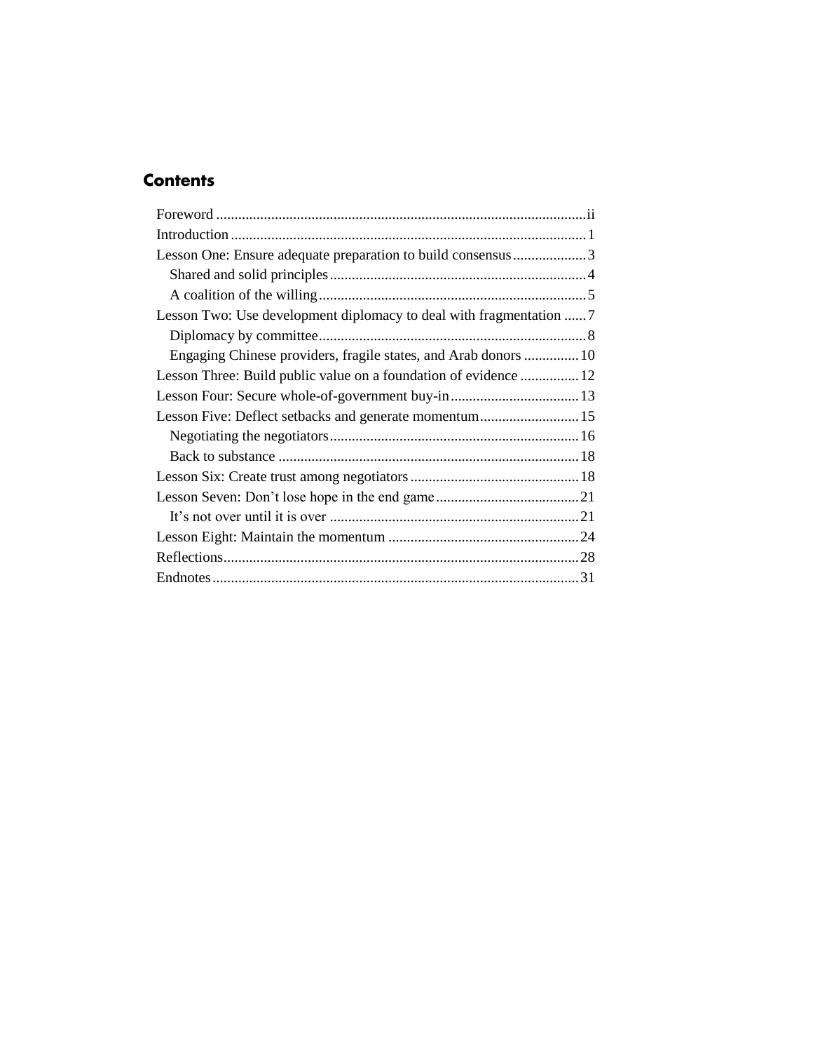## Contents

- Foreword .......... ii
- Introduction .......... 1
- Lesson One: Ensure adequate preparation to build consensus .......... 3
  - Shared and solid principles .......... 4
  - A coalition of the willing .......... 5
- Lesson Two: Use development diplomacy to deal with fragmentation .......... 7
  - Diplomacy by committee .......... 8
  - Engaging Chinese providers, fragile states, and Arab donors .......... 10
- Lesson Three: Build public value on a foundation of evidence .......... 12
- Lesson Four: Secure whole-of-government buy-in .......... 13
- Lesson Five: Deflect setbacks and generate momentum .......... 15
  - Negotiating the negotiators .......... 16
  - Back to substance .......... 18
- Lesson Six: Create trust among negotiators .......... 18
- Lesson Seven: Don't lose hope in the end game .......... 21
  - It's not over until it is over .......... 21
- Lesson Eight: Maintain the momentum .......... 24
- Reflections .......... 28
- Endnotes .......... 31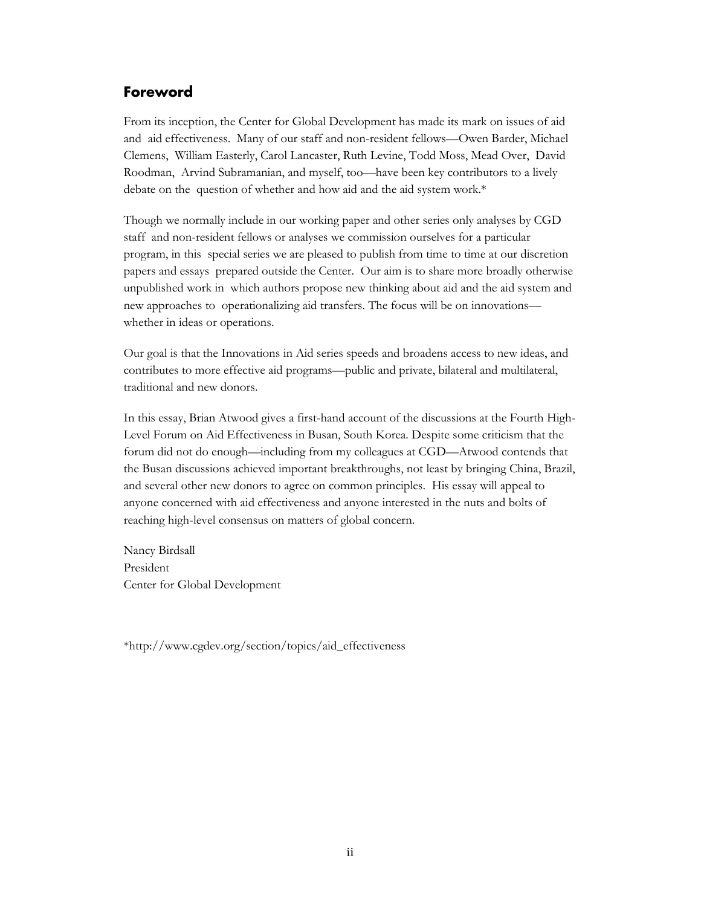## Foreword

From its inception, the Center for Global Development has made its mark on issues of aid and aid effectiveness. Many of our staff and non-resident fellows—Owen Barder, Michael Clemens, William Easterly, Carol Lancaster, Ruth Levine, Todd Moss, Mead Over, David Roodman, Arvind Subramanian, and myself, too—have been key contributors to a lively debate on the question of whether and how aid and the aid system work.*

Though we normally include in our working paper and other series only analyses by CGD staff and non-resident fellows or analyses we commission ourselves for a particular program, in this special series we are pleased to publish from time to time at our discretion papers and essays prepared outside the Center. Our aim is to share more broadly otherwise unpublished work in which authors propose new thinking about aid and the aid system and new approaches to operationalizing aid transfers. The focus will be on innovations—whether in ideas or operations.

Our goal is that the Innovations in Aid series speeds and broadens access to new ideas, and contributes to more effective aid programs—public and private, bilateral and multilateral, traditional and new donors.

In this essay, Brian Atwood gives a first-hand account of the discussions at the Fourth High-Level Forum on Aid Effectiveness in Busan, South Korea. Despite some criticism that the forum did not do enough—including from my colleagues at CGD—Atwood contends that the Busan discussions achieved important breakthroughs, not least by bringing China, Brazil, and several other new donors to agree on common principles. His essay will appeal to anyone concerned with aid effectiveness and anyone interested in the nuts and bolts of reaching high-level consensus on matters of global concern.

Nancy Birdsall
President
Center for Global Development

*http://www.cgdev.org/section/topics/aid_effectiveness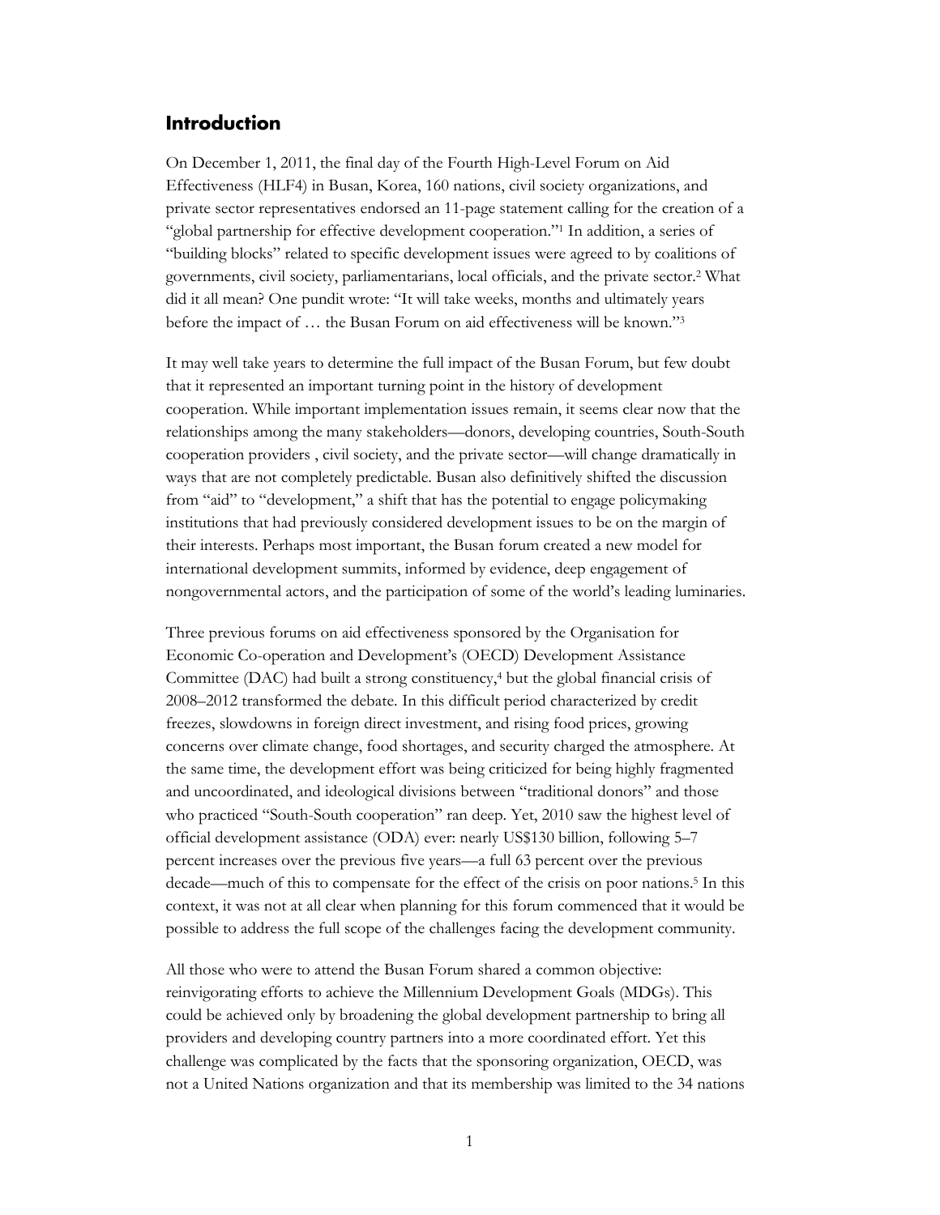## Introduction

On December 1, 2011, the final day of the Fourth High-Level Forum on Aid Effectiveness (HLF4) in Busan, Korea, 160 nations, civil society organizations, and private sector representatives endorsed an 11-page statement calling for the creation of a "global partnership for effective development cooperation."[1] In addition, a series of "building blocks" related to specific development issues were agreed to by coalitions of governments, civil society, parliamentarians, local officials, and the private sector.[2] What did it all mean? One pundit wrote: "It will take weeks, months and ultimately years before the impact of … the Busan Forum on aid effectiveness will be known."[3]

It may well take years to determine the full impact of the Busan Forum, but few doubt that it represented an important turning point in the history of development cooperation. While important implementation issues remain, it seems clear now that the relationships among the many stakeholders—donors, developing countries, South-South cooperation providers , civil society, and the private sector—will change dramatically in ways that are not completely predictable. Busan also definitively shifted the discussion from "aid" to "development," a shift that has the potential to engage policymaking institutions that had previously considered development issues to be on the margin of their interests. Perhaps most important, the Busan forum created a new model for international development summits, informed by evidence, deep engagement of nongovernmental actors, and the participation of some of the world's leading luminaries.

Three previous forums on aid effectiveness sponsored by the Organisation for Economic Co-operation and Development's (OECD) Development Assistance Committee (DAC) had built a strong constituency,[4] but the global financial crisis of 2008–2012 transformed the debate. In this difficult period characterized by credit freezes, slowdowns in foreign direct investment, and rising food prices, growing concerns over climate change, food shortages, and security charged the atmosphere. At the same time, the development effort was being criticized for being highly fragmented and uncoordinated, and ideological divisions between "traditional donors" and those who practiced "South-South cooperation" ran deep. Yet, 2010 saw the highest level of official development assistance (ODA) ever: nearly US$130 billion, following 5–7 percent increases over the previous five years—a full 63 percent over the previous decade—much of this to compensate for the effect of the crisis on poor nations.[5] In this context, it was not at all clear when planning for this forum commenced that it would be possible to address the full scope of the challenges facing the development community.

All those who were to attend the Busan Forum shared a common objective: reinvigorating efforts to achieve the Millennium Development Goals (MDGs). This could be achieved only by broadening the global development partnership to bring all providers and developing country partners into a more coordinated effort. Yet this challenge was complicated by the facts that the sponsoring organization, OECD, was not a United Nations organization and that its membership was limited to the 34 nations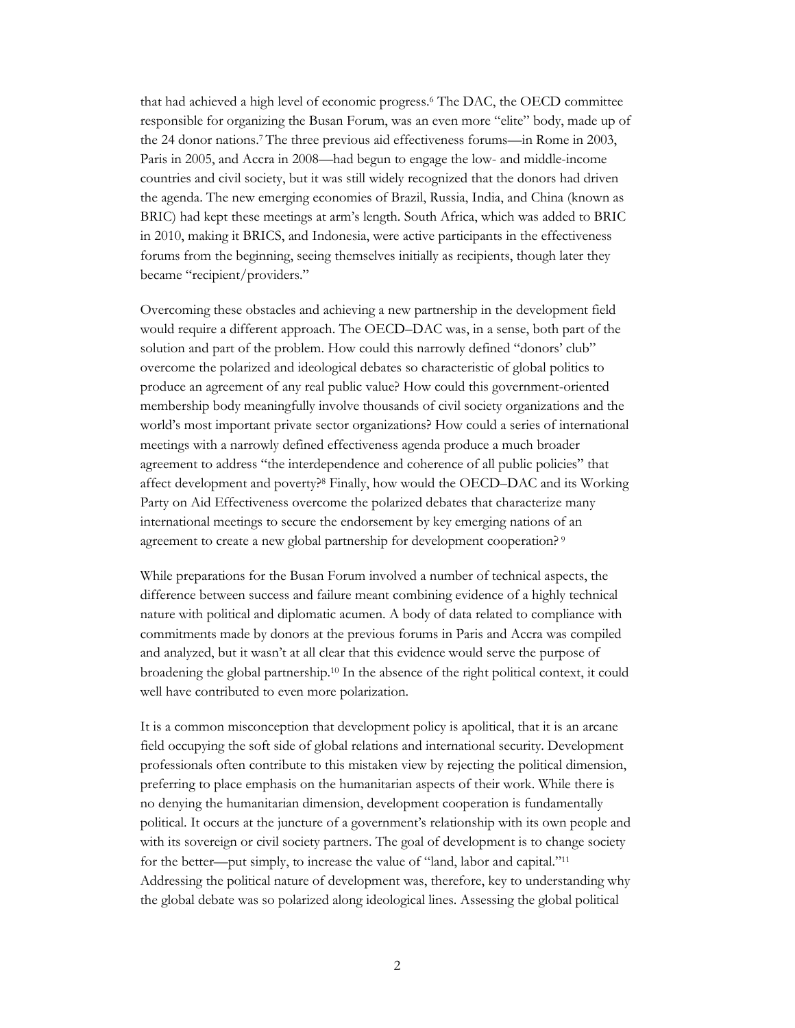that had achieved a high level of economic progress.[6] The DAC, the OECD committee responsible for organizing the Busan Forum, was an even more "elite" body, made up of the 24 donor nations.[7] The three previous aid effectiveness forums—in Rome in 2003, Paris in 2005, and Accra in 2008—had begun to engage the low- and middle-income countries and civil society, but it was still widely recognized that the donors had driven the agenda. The new emerging economies of Brazil, Russia, India, and China (known as BRIC) had kept these meetings at arm's length. South Africa, which was added to BRIC in 2010, making it BRICS, and Indonesia, were active participants in the effectiveness forums from the beginning, seeing themselves initially as recipients, though later they became "recipient/providers."

Overcoming these obstacles and achieving a new partnership in the development field would require a different approach. The OECD–DAC was, in a sense, both part of the solution and part of the problem. How could this narrowly defined "donors' club" overcome the polarized and ideological debates so characteristic of global politics to produce an agreement of any real public value? How could this government-oriented membership body meaningfully involve thousands of civil society organizations and the world's most important private sector organizations? How could a series of international meetings with a narrowly defined effectiveness agenda produce a much broader agreement to address "the interdependence and coherence of all public policies" that affect development and poverty?[8] Finally, how would the OECD–DAC and its Working Party on Aid Effectiveness overcome the polarized debates that characterize many international meetings to secure the endorsement by key emerging nations of an agreement to create a new global partnership for development cooperation?[9]

While preparations for the Busan Forum involved a number of technical aspects, the difference between success and failure meant combining evidence of a highly technical nature with political and diplomatic acumen. A body of data related to compliance with commitments made by donors at the previous forums in Paris and Accra was compiled and analyzed, but it wasn't at all clear that this evidence would serve the purpose of broadening the global partnership.[10] In the absence of the right political context, it could well have contributed to even more polarization.

It is a common misconception that development policy is apolitical, that it is an arcane field occupying the soft side of global relations and international security. Development professionals often contribute to this mistaken view by rejecting the political dimension, preferring to place emphasis on the humanitarian aspects of their work. While there is no denying the humanitarian dimension, development cooperation is fundamentally political. It occurs at the juncture of a government's relationship with its own people and with its sovereign or civil society partners. The goal of development is to change society for the better—put simply, to increase the value of "land, labor and capital."[11] Addressing the political nature of development was, therefore, key to understanding why the global debate was so polarized along ideological lines. Assessing the global political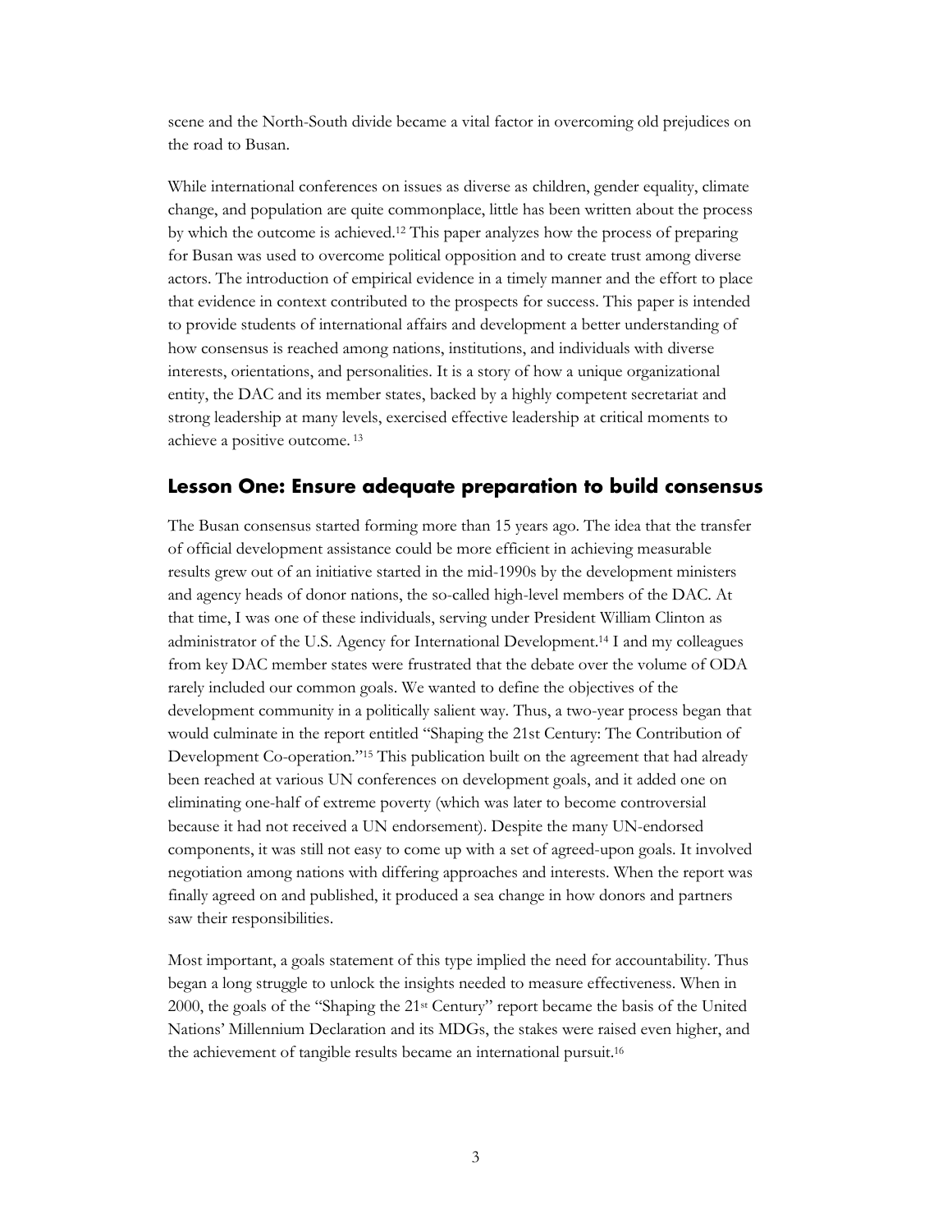scene and the North-South divide became a vital factor in overcoming old prejudices on the road to Busan.

While international conferences on issues as diverse as children, gender equality, climate change, and population are quite commonplace, little has been written about the process by which the outcome is achieved.[12] This paper analyzes how the process of preparing for Busan was used to overcome political opposition and to create trust among diverse actors. The introduction of empirical evidence in a timely manner and the effort to place that evidence in context contributed to the prospects for success. This paper is intended to provide students of international affairs and development a better understanding of how consensus is reached among nations, institutions, and individuals with diverse interests, orientations, and personalities. It is a story of how a unique organizational entity, the DAC and its member states, backed by a highly competent secretariat and strong leadership at many levels, exercised effective leadership at critical moments to achieve a positive outcome.[13]

## Lesson One: Ensure adequate preparation to build consensus

The Busan consensus started forming more than 15 years ago. The idea that the transfer of official development assistance could be more efficient in achieving measurable results grew out of an initiative started in the mid-1990s by the development ministers and agency heads of donor nations, the so-called high-level members of the DAC. At that time, I was one of these individuals, serving under President William Clinton as administrator of the U.S. Agency for International Development.[14] I and my colleagues from key DAC member states were frustrated that the debate over the volume of ODA rarely included our common goals. We wanted to define the objectives of the development community in a politically salient way. Thus, a two-year process began that would culminate in the report entitled "Shaping the 21st Century: The Contribution of Development Co-operation."[15] This publication built on the agreement that had already been reached at various UN conferences on development goals, and it added one on eliminating one-half of extreme poverty (which was later to become controversial because it had not received a UN endorsement). Despite the many UN-endorsed components, it was still not easy to come up with a set of agreed-upon goals. It involved negotiation among nations with differing approaches and interests. When the report was finally agreed on and published, it produced a sea change in how donors and partners saw their responsibilities.

Most important, a goals statement of this type implied the need for accountability. Thus began a long struggle to unlock the insights needed to measure effectiveness. When in 2000, the goals of the "Shaping the 21st Century" report became the basis of the United Nations' Millennium Declaration and its MDGs, the stakes were raised even higher, and the achievement of tangible results became an international pursuit.[16]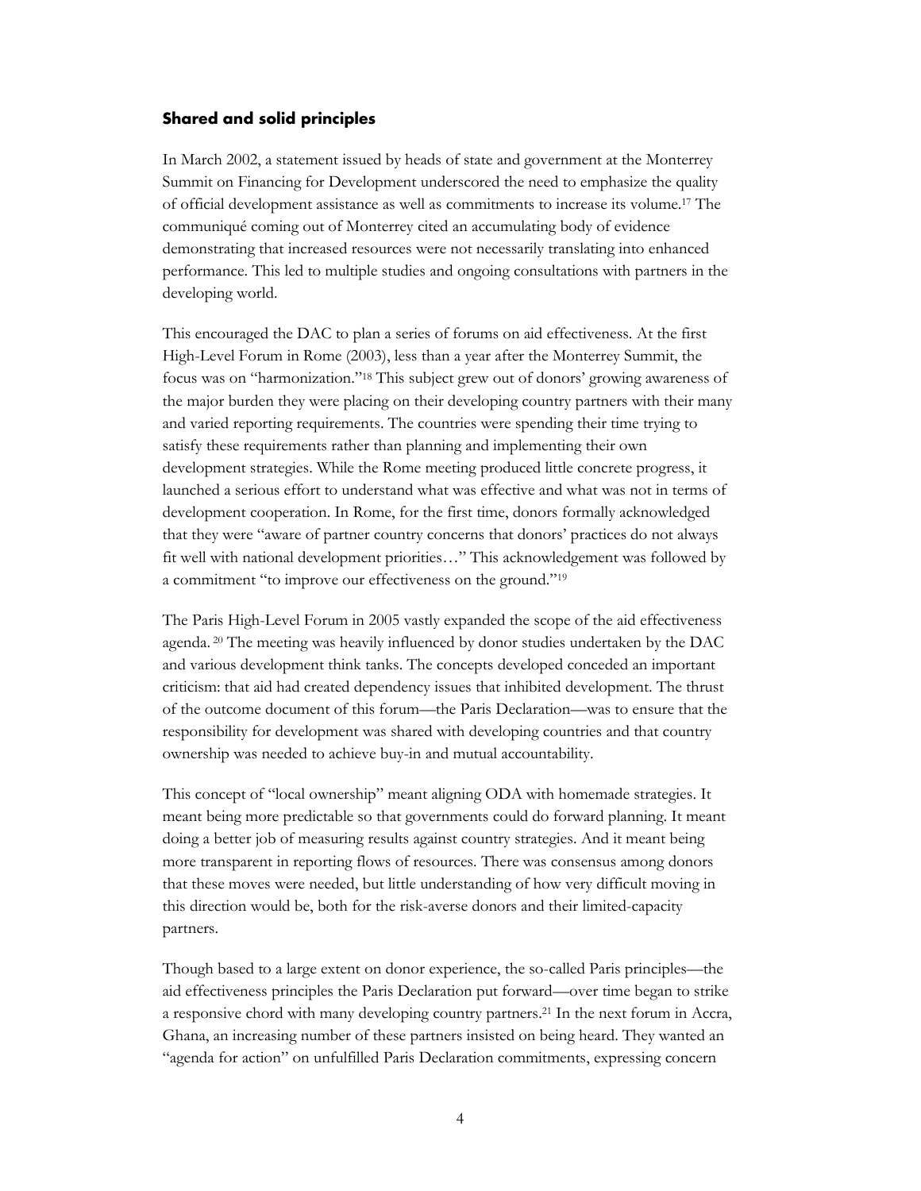### Shared and solid principles

In March 2002, a statement issued by heads of state and government at the Monterrey Summit on Financing for Development underscored the need to emphasize the quality of official development assistance as well as commitments to increase its volume.[17] The communiqué coming out of Monterrey cited an accumulating body of evidence demonstrating that increased resources were not necessarily translating into enhanced performance. This led to multiple studies and ongoing consultations with partners in the developing world.

This encouraged the DAC to plan a series of forums on aid effectiveness. At the first High-Level Forum in Rome (2003), less than a year after the Monterrey Summit, the focus was on "harmonization."[18] This subject grew out of donors' growing awareness of the major burden they were placing on their developing country partners with their many and varied reporting requirements. The countries were spending their time trying to satisfy these requirements rather than planning and implementing their own development strategies. While the Rome meeting produced little concrete progress, it launched a serious effort to understand what was effective and what was not in terms of development cooperation. In Rome, for the first time, donors formally acknowledged that they were "aware of partner country concerns that donors' practices do not always fit well with national development priorities…" This acknowledgement was followed by a commitment "to improve our effectiveness on the ground."[19]

The Paris High-Level Forum in 2005 vastly expanded the scope of the aid effectiveness agenda.[20] The meeting was heavily influenced by donor studies undertaken by the DAC and various development think tanks. The concepts developed conceded an important criticism: that aid had created dependency issues that inhibited development. The thrust of the outcome document of this forum—the Paris Declaration—was to ensure that the responsibility for development was shared with developing countries and that country ownership was needed to achieve buy-in and mutual accountability.

This concept of "local ownership" meant aligning ODA with homemade strategies. It meant being more predictable so that governments could do forward planning. It meant doing a better job of measuring results against country strategies. And it meant being more transparent in reporting flows of resources. There was consensus among donors that these moves were needed, but little understanding of how very difficult moving in this direction would be, both for the risk-averse donors and their limited-capacity partners.

Though based to a large extent on donor experience, the so-called Paris principles—the aid effectiveness principles the Paris Declaration put forward—over time began to strike a responsive chord with many developing country partners.[21] In the next forum in Accra, Ghana, an increasing number of these partners insisted on being heard. They wanted an "agenda for action" on unfulfilled Paris Declaration commitments, expressing concern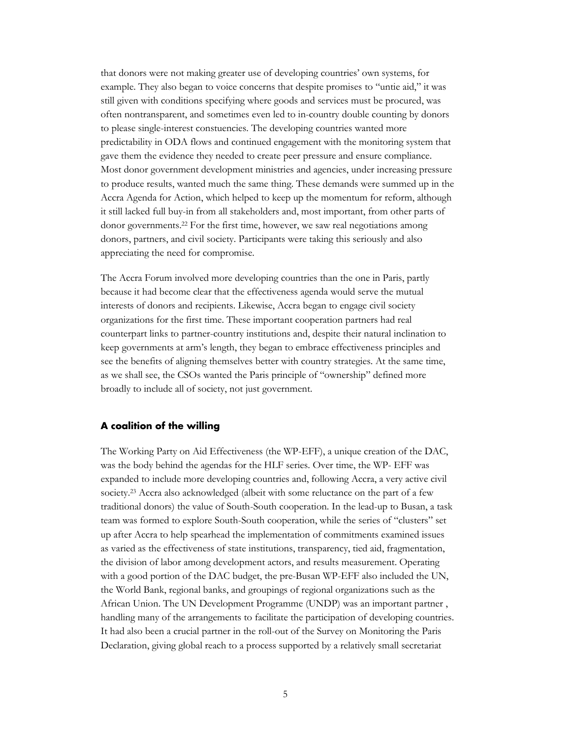that donors were not making greater use of developing countries' own systems, for example. They also began to voice concerns that despite promises to "untie aid," it was still given with conditions specifying where goods and services must be procured, was often nontransparent, and sometimes even led to in-country double counting by donors to please single-interest constuencies. The developing countries wanted more predictability in ODA flows and continued engagement with the monitoring system that gave them the evidence they needed to create peer pressure and ensure compliance. Most donor government development ministries and agencies, under increasing pressure to produce results, wanted much the same thing. These demands were summed up in the Accra Agenda for Action, which helped to keep up the momentum for reform, although it still lacked full buy-in from all stakeholders and, most important, from other parts of donor governments.[22] For the first time, however, we saw real negotiations among donors, partners, and civil society. Participants were taking this seriously and also appreciating the need for compromise.

The Accra Forum involved more developing countries than the one in Paris, partly because it had become clear that the effectiveness agenda would serve the mutual interests of donors and recipients. Likewise, Accra began to engage civil society organizations for the first time. These important cooperation partners had real counterpart links to partner-country institutions and, despite their natural inclination to keep governments at arm's length, they began to embrace effectiveness principles and see the benefits of aligning themselves better with country strategies. At the same time, as we shall see, the CSOs wanted the Paris principle of "ownership" defined more broadly to include all of society, not just government.

### A coalition of the willing

The Working Party on Aid Effectiveness (the WP-EFF), a unique creation of the DAC, was the body behind the agendas for the HLF series. Over time, the WP- EFF was expanded to include more developing countries and, following Accra, a very active civil society.[23] Accra also acknowledged (albeit with some reluctance on the part of a few traditional donors) the value of South-South cooperation. In the lead-up to Busan, a task team was formed to explore South-South cooperation, while the series of "clusters" set up after Accra to help spearhead the implementation of commitments examined issues as varied as the effectiveness of state institutions, transparency, tied aid, fragmentation, the division of labor among development actors, and results measurement. Operating with a good portion of the DAC budget, the pre-Busan WP-EFF also included the UN, the World Bank, regional banks, and groupings of regional organizations such as the African Union. The UN Development Programme (UNDP) was an important partner , handling many of the arrangements to facilitate the participation of developing countries. It had also been a crucial partner in the roll-out of the Survey on Monitoring the Paris Declaration, giving global reach to a process supported by a relatively small secretariat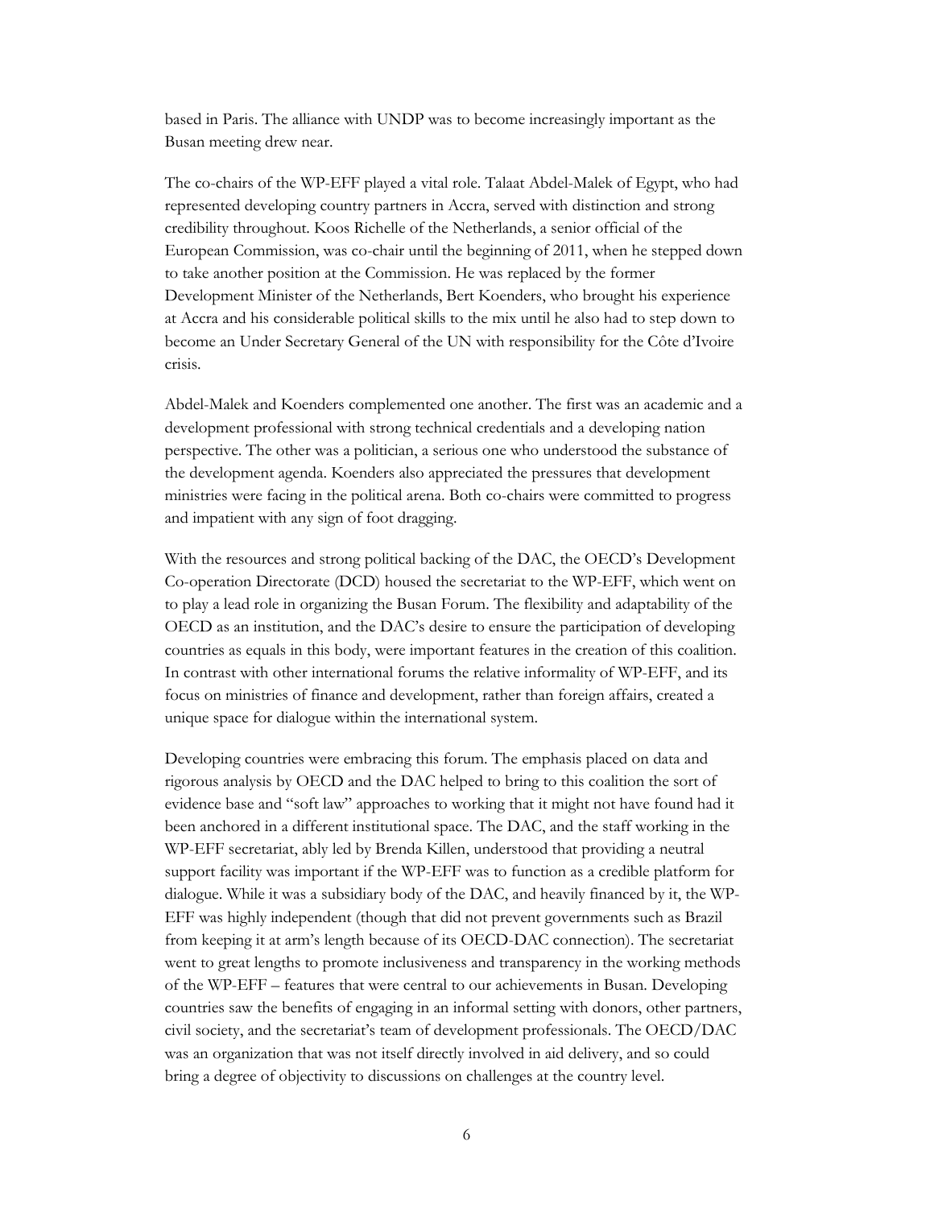based in Paris. The alliance with UNDP was to become increasingly important as the Busan meeting drew near.

The co-chairs of the WP-EFF played a vital role. Talaat Abdel-Malek of Egypt, who had represented developing country partners in Accra, served with distinction and strong credibility throughout. Koos Richelle of the Netherlands, a senior official of the European Commission, was co-chair until the beginning of 2011, when he stepped down to take another position at the Commission. He was replaced by the former Development Minister of the Netherlands, Bert Koenders, who brought his experience at Accra and his considerable political skills to the mix until he also had to step down to become an Under Secretary General of the UN with responsibility for the Côte d'Ivoire crisis.

Abdel-Malek and Koenders complemented one another. The first was an academic and a development professional with strong technical credentials and a developing nation perspective. The other was a politician, a serious one who understood the substance of the development agenda. Koenders also appreciated the pressures that development ministries were facing in the political arena. Both co-chairs were committed to progress and impatient with any sign of foot dragging.

With the resources and strong political backing of the DAC, the OECD's Development Co-operation Directorate (DCD) housed the secretariat to the WP-EFF, which went on to play a lead role in organizing the Busan Forum. The flexibility and adaptability of the OECD as an institution, and the DAC's desire to ensure the participation of developing countries as equals in this body, were important features in the creation of this coalition. In contrast with other international forums the relative informality of WP-EFF, and its focus on ministries of finance and development, rather than foreign affairs, created a unique space for dialogue within the international system.

Developing countries were embracing this forum. The emphasis placed on data and rigorous analysis by OECD and the DAC helped to bring to this coalition the sort of evidence base and "soft law" approaches to working that it might not have found had it been anchored in a different institutional space. The DAC, and the staff working in the WP-EFF secretariat, ably led by Brenda Killen, understood that providing a neutral support facility was important if the WP-EFF was to function as a credible platform for dialogue. While it was a subsidiary body of the DAC, and heavily financed by it, the WP-EFF was highly independent (though that did not prevent governments such as Brazil from keeping it at arm's length because of its OECD-DAC connection). The secretariat went to great lengths to promote inclusiveness and transparency in the working methods of the WP-EFF – features that were central to our achievements in Busan. Developing countries saw the benefits of engaging in an informal setting with donors, other partners, civil society, and the secretariat's team of development professionals. The OECD/DAC was an organization that was not itself directly involved in aid delivery, and so could bring a degree of objectivity to discussions on challenges at the country level.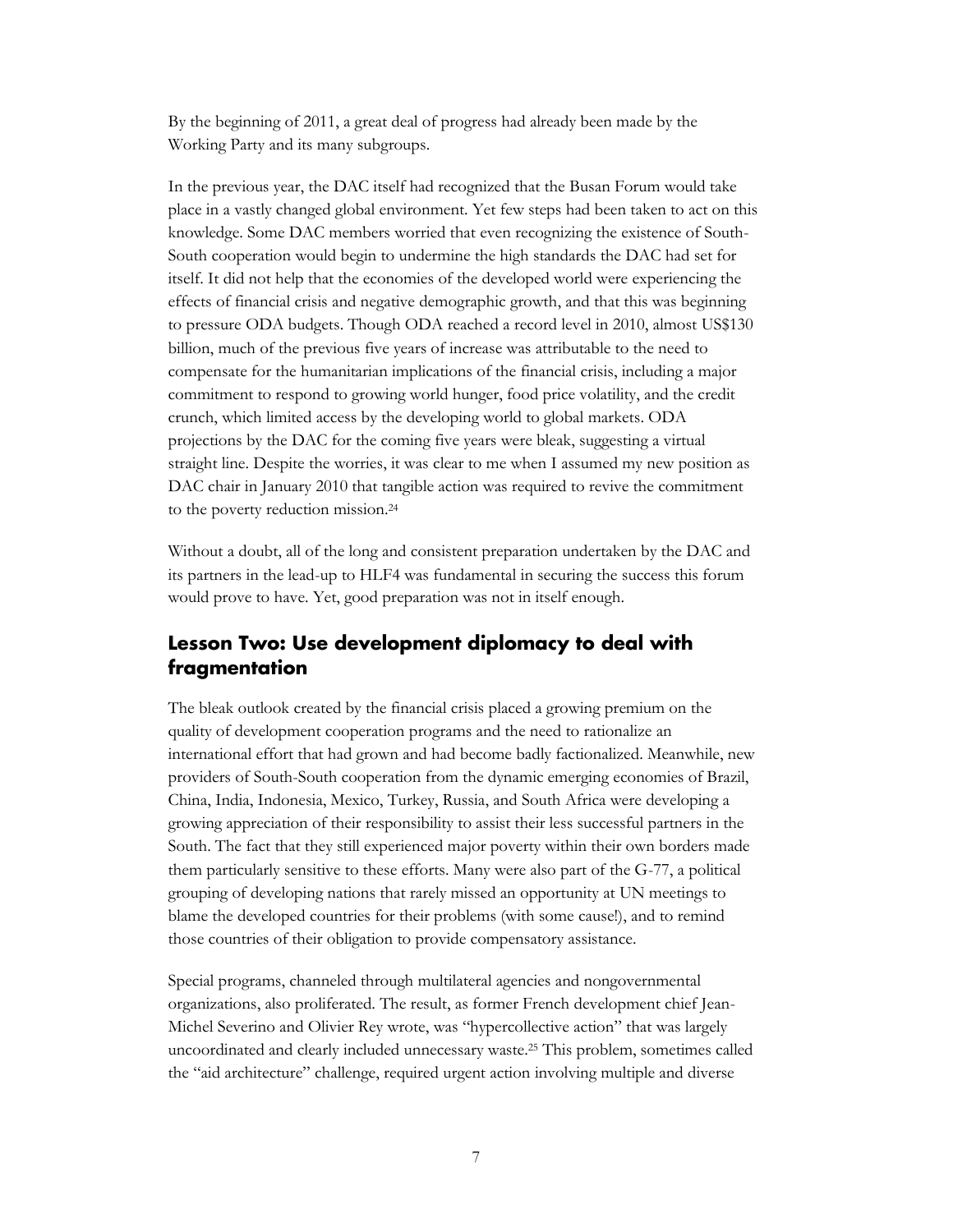By the beginning of 2011, a great deal of progress had already been made by the Working Party and its many subgroups.

In the previous year, the DAC itself had recognized that the Busan Forum would take place in a vastly changed global environment. Yet few steps had been taken to act on this knowledge. Some DAC members worried that even recognizing the existence of South-South cooperation would begin to undermine the high standards the DAC had set for itself. It did not help that the economies of the developed world were experiencing the effects of financial crisis and negative demographic growth, and that this was beginning to pressure ODA budgets. Though ODA reached a record level in 2010, almost US$130 billion, much of the previous five years of increase was attributable to the need to compensate for the humanitarian implications of the financial crisis, including a major commitment to respond to growing world hunger, food price volatility, and the credit crunch, which limited access by the developing world to global markets. ODA projections by the DAC for the coming five years were bleak, suggesting a virtual straight line. Despite the worries, it was clear to me when I assumed my new position as DAC chair in January 2010 that tangible action was required to revive the commitment to the poverty reduction mission.[24]

Without a doubt, all of the long and consistent preparation undertaken by the DAC and its partners in the lead-up to HLF4 was fundamental in securing the success this forum would prove to have. Yet, good preparation was not in itself enough.

## Lesson Two: Use development diplomacy to deal with fragmentation

The bleak outlook created by the financial crisis placed a growing premium on the quality of development cooperation programs and the need to rationalize an international effort that had grown and had become badly factionalized. Meanwhile, new providers of South-South cooperation from the dynamic emerging economies of Brazil, China, India, Indonesia, Mexico, Turkey, Russia, and South Africa were developing a growing appreciation of their responsibility to assist their less successful partners in the South. The fact that they still experienced major poverty within their own borders made them particularly sensitive to these efforts. Many were also part of the G-77, a political grouping of developing nations that rarely missed an opportunity at UN meetings to blame the developed countries for their problems (with some cause!), and to remind those countries of their obligation to provide compensatory assistance.

Special programs, channeled through multilateral agencies and nongovernmental organizations, also proliferated. The result, as former French development chief Jean-Michel Severino and Olivier Rey wrote, was "hypercollective action" that was largely uncoordinated and clearly included unnecessary waste.[25] This problem, sometimes called the "aid architecture" challenge, required urgent action involving multiple and diverse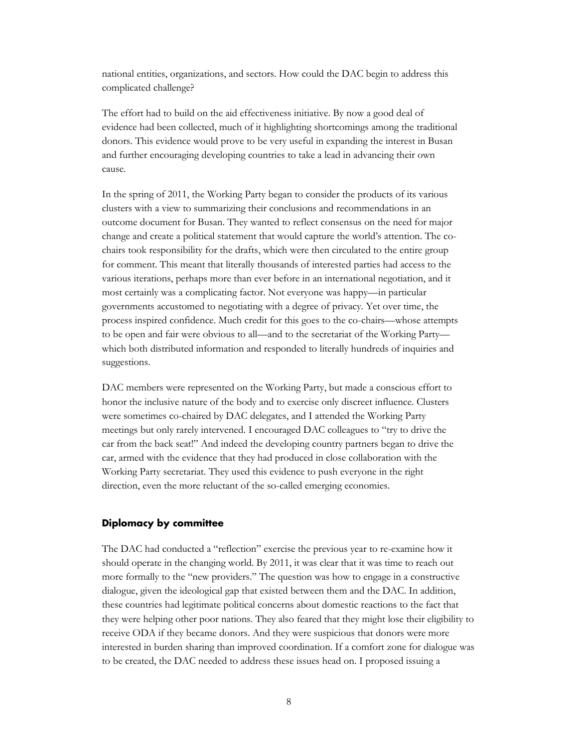national entities, organizations, and sectors. How could the DAC begin to address this complicated challenge?

The effort had to build on the aid effectiveness initiative. By now a good deal of evidence had been collected, much of it highlighting shortcomings among the traditional donors. This evidence would prove to be very useful in expanding the interest in Busan and further encouraging developing countries to take a lead in advancing their own cause.

In the spring of 2011, the Working Party began to consider the products of its various clusters with a view to summarizing their conclusions and recommendations in an outcome document for Busan. They wanted to reflect consensus on the need for major change and create a political statement that would capture the world's attention. The co-chairs took responsibility for the drafts, which were then circulated to the entire group for comment. This meant that literally thousands of interested parties had access to the various iterations, perhaps more than ever before in an international negotiation, and it most certainly was a complicating factor. Not everyone was happy—in particular governments accustomed to negotiating with a degree of privacy. Yet over time, the process inspired confidence. Much credit for this goes to the co-chairs—whose attempts to be open and fair were obvious to all—and to the secretariat of the Working Party—which both distributed information and responded to literally hundreds of inquiries and suggestions.

DAC members were represented on the Working Party, but made a conscious effort to honor the inclusive nature of the body and to exercise only discreet influence. Clusters were sometimes co-chaired by DAC delegates, and I attended the Working Party meetings but only rarely intervened. I encouraged DAC colleagues to "try to drive the car from the back seat!" And indeed the developing country partners began to drive the car, armed with the evidence that they had produced in close collaboration with the Working Party secretariat. They used this evidence to push everyone in the right direction, even the more reluctant of the so-called emerging economies.

### Diplomacy by committee

The DAC had conducted a "reflection" exercise the previous year to re-examine how it should operate in the changing world. By 2011, it was clear that it was time to reach out more formally to the "new providers." The question was how to engage in a constructive dialogue, given the ideological gap that existed between them and the DAC. In addition, these countries had legitimate political concerns about domestic reactions to the fact that they were helping other poor nations. They also feared that they might lose their eligibility to receive ODA if they became donors. And they were suspicious that donors were more interested in burden sharing than improved coordination. If a comfort zone for dialogue was to be created, the DAC needed to address these issues head on. I proposed issuing a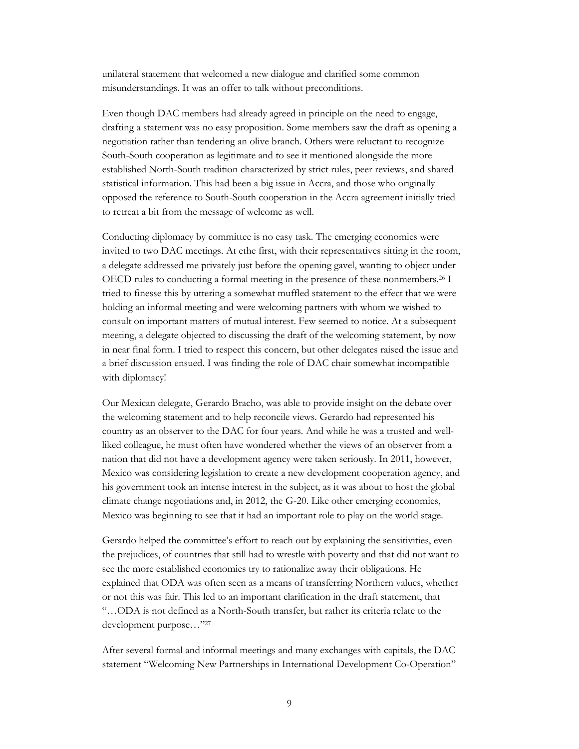unilateral statement that welcomed a new dialogue and clarified some common misunderstandings. It was an offer to talk without preconditions.

Even though DAC members had already agreed in principle on the need to engage, drafting a statement was no easy proposition. Some members saw the draft as opening a negotiation rather than tendering an olive branch. Others were reluctant to recognize South-South cooperation as legitimate and to see it mentioned alongside the more established North-South tradition characterized by strict rules, peer reviews, and shared statistical information. This had been a big issue in Accra, and those who originally opposed the reference to South-South cooperation in the Accra agreement initially tried to retreat a bit from the message of welcome as well.

Conducting diplomacy by committee is no easy task. The emerging economies were invited to two DAC meetings. At ethe first, with their representatives sitting in the room, a delegate addressed me privately just before the opening gavel, wanting to object under OECD rules to conducting a formal meeting in the presence of these nonmembers.[26] I tried to finesse this by uttering a somewhat muffled statement to the effect that we were holding an informal meeting and were welcoming partners with whom we wished to consult on important matters of mutual interest. Few seemed to notice. At a subsequent meeting, a delegate objected to discussing the draft of the welcoming statement, by now in near final form. I tried to respect this concern, but other delegates raised the issue and a brief discussion ensued. I was finding the role of DAC chair somewhat incompatible with diplomacy!

Our Mexican delegate, Gerardo Bracho, was able to provide insight on the debate over the welcoming statement and to help reconcile views. Gerardo had represented his country as an observer to the DAC for four years. And while he was a trusted and well-liked colleague, he must often have wondered whether the views of an observer from a nation that did not have a development agency were taken seriously. In 2011, however, Mexico was considering legislation to create a new development cooperation agency, and his government took an intense interest in the subject, as it was about to host the global climate change negotiations and, in 2012, the G-20. Like other emerging economies, Mexico was beginning to see that it had an important role to play on the world stage.

Gerardo helped the committee's effort to reach out by explaining the sensitivities, even the prejudices, of countries that still had to wrestle with poverty and that did not want to see the more established economies try to rationalize away their obligations. He explained that ODA was often seen as a means of transferring Northern values, whether or not this was fair. This led to an important clarification in the draft statement, that "…ODA is not defined as a North-South transfer, but rather its criteria relate to the development purpose…"[27]

After several formal and informal meetings and many exchanges with capitals, the DAC statement "Welcoming New Partnerships in International Development Co-Operation"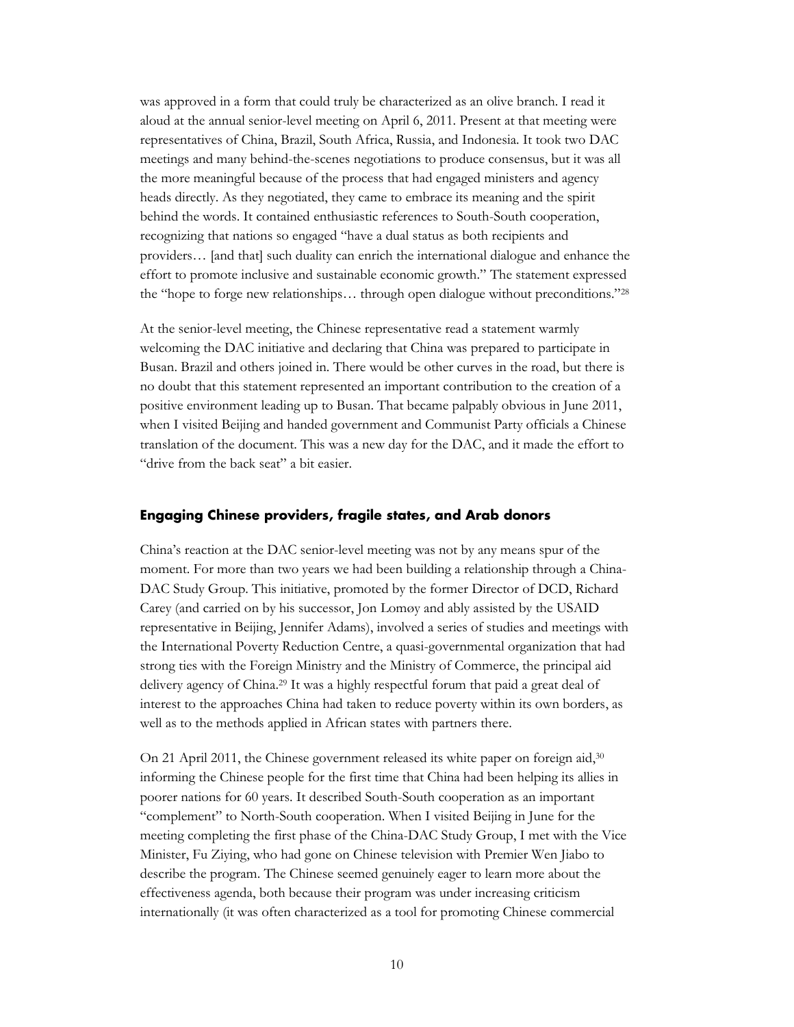was approved in a form that could truly be characterized as an olive branch. I read it aloud at the annual senior-level meeting on April 6, 2011. Present at that meeting were representatives of China, Brazil, South Africa, Russia, and Indonesia. It took two DAC meetings and many behind-the-scenes negotiations to produce consensus, but it was all the more meaningful because of the process that had engaged ministers and agency heads directly. As they negotiated, they came to embrace its meaning and the spirit behind the words. It contained enthusiastic references to South-South cooperation, recognizing that nations so engaged "have a dual status as both recipients and providers… [and that] such duality can enrich the international dialogue and enhance the effort to promote inclusive and sustainable economic growth." The statement expressed the "hope to forge new relationships… through open dialogue without preconditions."[28]

At the senior-level meeting, the Chinese representative read a statement warmly welcoming the DAC initiative and declaring that China was prepared to participate in Busan. Brazil and others joined in. There would be other curves in the road, but there is no doubt that this statement represented an important contribution to the creation of a positive environment leading up to Busan. That became palpably obvious in June 2011, when I visited Beijing and handed government and Communist Party officials a Chinese translation of the document. This was a new day for the DAC, and it made the effort to "drive from the back seat" a bit easier.

### Engaging Chinese providers, fragile states, and Arab donors

China's reaction at the DAC senior-level meeting was not by any means spur of the moment. For more than two years we had been building a relationship through a China-DAC Study Group. This initiative, promoted by the former Director of DCD, Richard Carey (and carried on by his successor, Jon Lomøy and ably assisted by the USAID representative in Beijing, Jennifer Adams), involved a series of studies and meetings with the International Poverty Reduction Centre, a quasi-governmental organization that had strong ties with the Foreign Ministry and the Ministry of Commerce, the principal aid delivery agency of China.[29] It was a highly respectful forum that paid a great deal of interest to the approaches China had taken to reduce poverty within its own borders, as well as to the methods applied in African states with partners there.

On 21 April 2011, the Chinese government released its white paper on foreign aid,[30] informing the Chinese people for the first time that China had been helping its allies in poorer nations for 60 years. It described South-South cooperation as an important "complement" to North-South cooperation. When I visited Beijing in June for the meeting completing the first phase of the China-DAC Study Group, I met with the Vice Minister, Fu Ziying, who had gone on Chinese television with Premier Wen Jiabo to describe the program. The Chinese seemed genuinely eager to learn more about the effectiveness agenda, both because their program was under increasing criticism internationally (it was often characterized as a tool for promoting Chinese commercial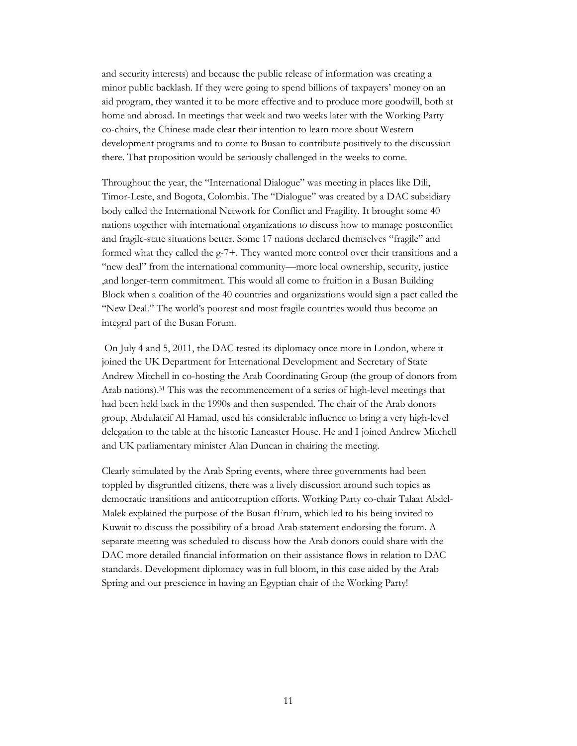and security interests) and because the public release of information was creating a minor public backlash. If they were going to spend billions of taxpayers' money on an aid program, they wanted it to be more effective and to produce more goodwill, both at home and abroad. In meetings that week and two weeks later with the Working Party co-chairs, the Chinese made clear their intention to learn more about Western development programs and to come to Busan to contribute positively to the discussion there. That proposition would be seriously challenged in the weeks to come.

Throughout the year, the "International Dialogue" was meeting in places like Dili, Timor-Leste, and Bogota, Colombia. The "Dialogue" was created by a DAC subsidiary body called the International Network for Conflict and Fragility. It brought some 40 nations together with international organizations to discuss how to manage postconflict and fragile-state situations better. Some 17 nations declared themselves "fragile" and formed what they called the g-7+. They wanted more control over their transitions and a "new deal" from the international community—more local ownership, security, justice ,and longer-term commitment. This would all come to fruition in a Busan Building Block when a coalition of the 40 countries and organizations would sign a pact called the "New Deal." The world's poorest and most fragile countries would thus become an integral part of the Busan Forum.

On July 4 and 5, 2011, the DAC tested its diplomacy once more in London, where it joined the UK Department for International Development and Secretary of State Andrew Mitchell in co-hosting the Arab Coordinating Group (the group of donors from Arab nations).[31] This was the recommencement of a series of high-level meetings that had been held back in the 1990s and then suspended. The chair of the Arab donors group, Abdulateif Al Hamad, used his considerable influence to bring a very high-level delegation to the table at the historic Lancaster House. He and I joined Andrew Mitchell and UK parliamentary minister Alan Duncan in chairing the meeting.

Clearly stimulated by the Arab Spring events, where three governments had been toppled by disgruntled citizens, there was a lively discussion around such topics as democratic transitions and anticorruption efforts. Working Party co-chair Talaat Abdel-Malek explained the purpose of the Busan fFrum, which led to his being invited to Kuwait to discuss the possibility of a broad Arab statement endorsing the forum. A separate meeting was scheduled to discuss how the Arab donors could share with the DAC more detailed financial information on their assistance flows in relation to DAC standards. Development diplomacy was in full bloom, in this case aided by the Arab Spring and our prescience in having an Egyptian chair of the Working Party!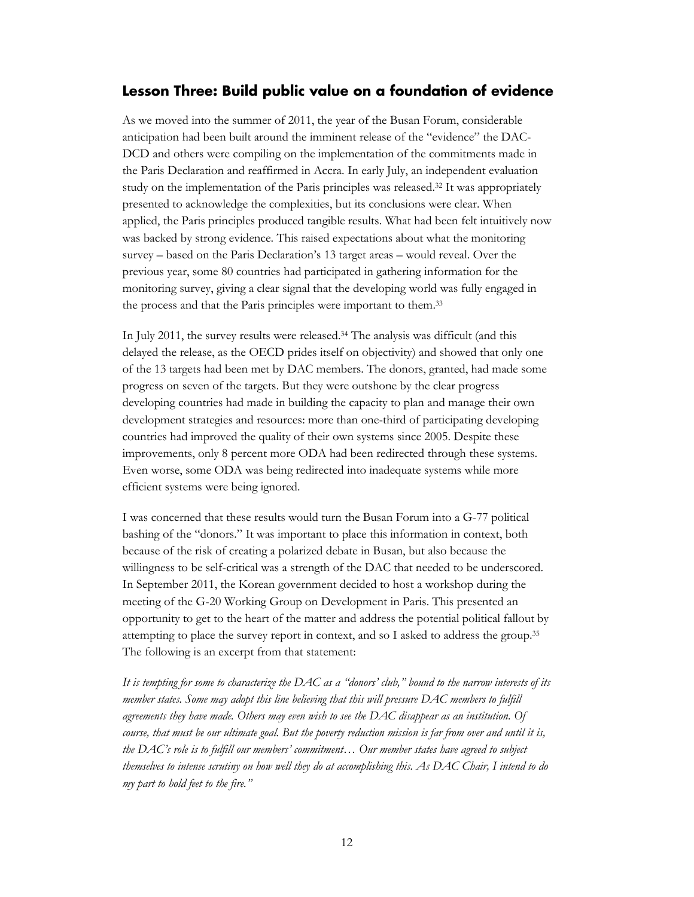## Lesson Three: Build public value on a foundation of evidence

As we moved into the summer of 2011, the year of the Busan Forum, considerable anticipation had been built around the imminent release of the "evidence" the DAC-DCD and others were compiling on the implementation of the commitments made in the Paris Declaration and reaffirmed in Accra. In early July, an independent evaluation study on the implementation of the Paris principles was released.[32] It was appropriately presented to acknowledge the complexities, but its conclusions were clear. When applied, the Paris principles produced tangible results. What had been felt intuitively now was backed by strong evidence. This raised expectations about what the monitoring survey – based on the Paris Declaration's 13 target areas – would reveal. Over the previous year, some 80 countries had participated in gathering information for the monitoring survey, giving a clear signal that the developing world was fully engaged in the process and that the Paris principles were important to them.[33]

In July 2011, the survey results were released.[34] The analysis was difficult (and this delayed the release, as the OECD prides itself on objectivity) and showed that only one of the 13 targets had been met by DAC members. The donors, granted, had made some progress on seven of the targets. But they were outshone by the clear progress developing countries had made in building the capacity to plan and manage their own development strategies and resources: more than one-third of participating developing countries had improved the quality of their own systems since 2005. Despite these improvements, only 8 percent more ODA had been redirected through these systems. Even worse, some ODA was being redirected into inadequate systems while more efficient systems were being ignored.

I was concerned that these results would turn the Busan Forum into a G-77 political bashing of the "donors." It was important to place this information in context, both because of the risk of creating a polarized debate in Busan, but also because the willingness to be self-critical was a strength of the DAC that needed to be underscored. In September 2011, the Korean government decided to host a workshop during the meeting of the G-20 Working Group on Development in Paris. This presented an opportunity to get to the heart of the matter and address the potential political fallout by attempting to place the survey report in context, and so I asked to address the group.[35] The following is an excerpt from that statement:

*It is tempting for some to characterize the DAC as a "donors' club," bound to the narrow interests of its member states. Some may adopt this line believing that this will pressure DAC members to fulfill agreements they have made. Others may even wish to see the DAC disappear as an institution. Of course, that must be our ultimate goal. But the poverty reduction mission is far from over and until it is, the DAC's role is to fulfill our members' commitment… Our member states have agreed to subject themselves to intense scrutiny on how well they do at accomplishing this. As DAC Chair, I intend to do my part to hold feet to the fire."*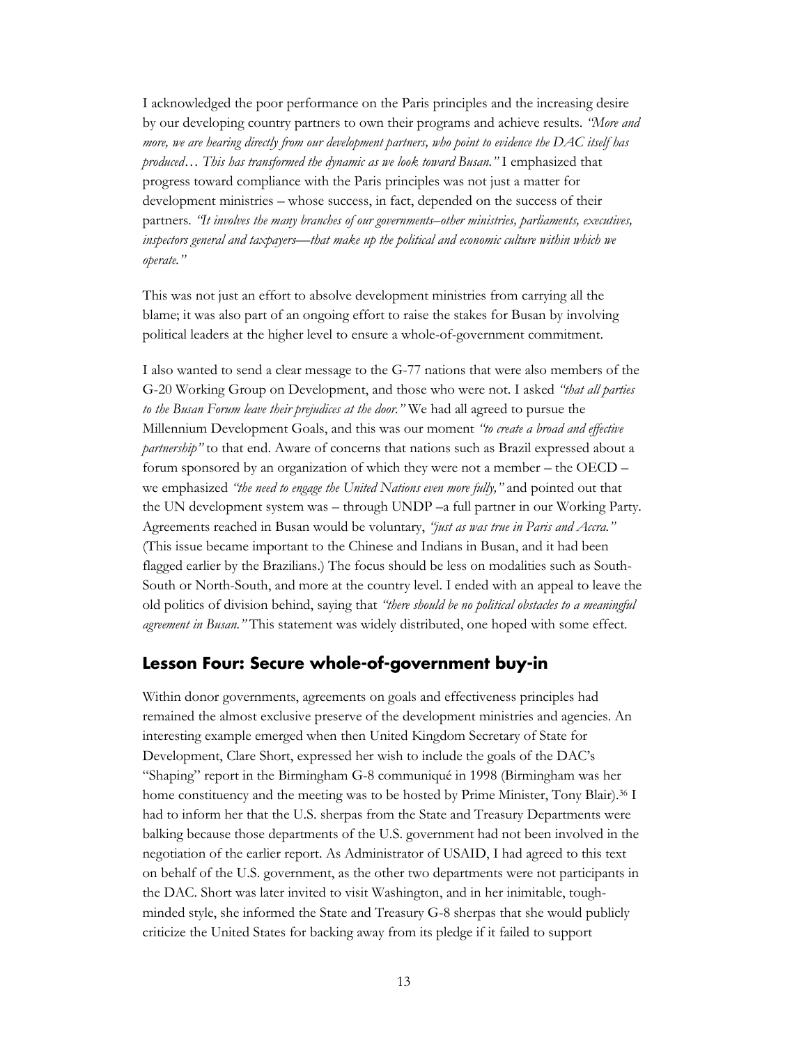I acknowledged the poor performance on the Paris principles and the increasing desire by our developing country partners to own their programs and achieve results. *"More and more, we are hearing directly from our development partners, who point to evidence the DAC itself has produced… This has transformed the dynamic as we look toward Busan."* I emphasized that progress toward compliance with the Paris principles was not just a matter for development ministries – whose success, in fact, depended on the success of their partners. *"It involves the many branches of our governments–other ministries, parliaments, executives, inspectors general and taxpayers—that make up the political and economic culture within which we operate."*

This was not just an effort to absolve development ministries from carrying all the blame; it was also part of an ongoing effort to raise the stakes for Busan by involving political leaders at the higher level to ensure a whole-of-government commitment.

I also wanted to send a clear message to the G-77 nations that were also members of the G-20 Working Group on Development, and those who were not. I asked *"that all parties to the Busan Forum leave their prejudices at the door."* We had all agreed to pursue the Millennium Development Goals, and this was our moment *"to create a broad and effective partnership"* to that end. Aware of concerns that nations such as Brazil expressed about a forum sponsored by an organization of which they were not a member – the OECD – we emphasized *"the need to engage the United Nations even more fully,"* and pointed out that the UN development system was – through UNDP –a full partner in our Working Party. Agreements reached in Busan would be voluntary, *"just as was true in Paris and Accra."* (This issue became important to the Chinese and Indians in Busan, and it had been flagged earlier by the Brazilians.) The focus should be less on modalities such as South-South or North-South, and more at the country level. I ended with an appeal to leave the old politics of division behind, saying that *"there should be no political obstacles to a meaningful agreement in Busan."* This statement was widely distributed, one hoped with some effect.

## Lesson Four: Secure whole-of-government buy-in

Within donor governments, agreements on goals and effectiveness principles had remained the almost exclusive preserve of the development ministries and agencies. An interesting example emerged when then United Kingdom Secretary of State for Development, Clare Short, expressed her wish to include the goals of the DAC's "Shaping" report in the Birmingham G-8 communiqué in 1998 (Birmingham was her home constituency and the meeting was to be hosted by Prime Minister, Tony Blair).[36] I had to inform her that the U.S. sherpas from the State and Treasury Departments were balking because those departments of the U.S. government had not been involved in the negotiation of the earlier report. As Administrator of USAID, I had agreed to this text on behalf of the U.S. government, as the other two departments were not participants in the DAC. Short was later invited to visit Washington, and in her inimitable, tough-minded style, she informed the State and Treasury G-8 sherpas that she would publicly criticize the United States for backing away from its pledge if it failed to support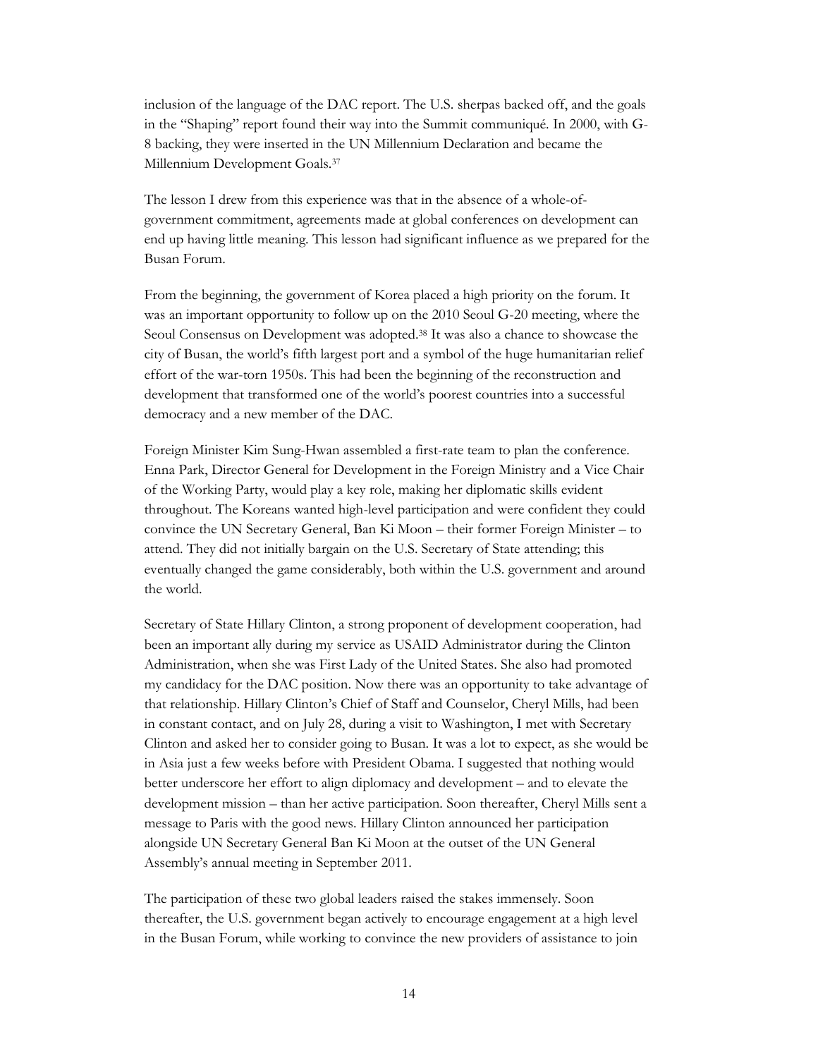inclusion of the language of the DAC report. The U.S. sherpas backed off, and the goals in the "Shaping" report found their way into the Summit communiqué. In 2000, with G-8 backing, they were inserted in the UN Millennium Declaration and became the Millennium Development Goals.[37]

The lesson I drew from this experience was that in the absence of a whole-of-government commitment, agreements made at global conferences on development can end up having little meaning. This lesson had significant influence as we prepared for the Busan Forum.

From the beginning, the government of Korea placed a high priority on the forum. It was an important opportunity to follow up on the 2010 Seoul G-20 meeting, where the Seoul Consensus on Development was adopted.[38] It was also a chance to showcase the city of Busan, the world's fifth largest port and a symbol of the huge humanitarian relief effort of the war-torn 1950s. This had been the beginning of the reconstruction and development that transformed one of the world's poorest countries into a successful democracy and a new member of the DAC.

Foreign Minister Kim Sung-Hwan assembled a first-rate team to plan the conference. Enna Park, Director General for Development in the Foreign Ministry and a Vice Chair of the Working Party, would play a key role, making her diplomatic skills evident throughout. The Koreans wanted high-level participation and were confident they could convince the UN Secretary General, Ban Ki Moon – their former Foreign Minister – to attend. They did not initially bargain on the U.S. Secretary of State attending; this eventually changed the game considerably, both within the U.S. government and around the world.

Secretary of State Hillary Clinton, a strong proponent of development cooperation, had been an important ally during my service as USAID Administrator during the Clinton Administration, when she was First Lady of the United States. She also had promoted my candidacy for the DAC position. Now there was an opportunity to take advantage of that relationship. Hillary Clinton's Chief of Staff and Counselor, Cheryl Mills, had been in constant contact, and on July 28, during a visit to Washington, I met with Secretary Clinton and asked her to consider going to Busan. It was a lot to expect, as she would be in Asia just a few weeks before with President Obama. I suggested that nothing would better underscore her effort to align diplomacy and development – and to elevate the development mission – than her active participation. Soon thereafter, Cheryl Mills sent a message to Paris with the good news. Hillary Clinton announced her participation alongside UN Secretary General Ban Ki Moon at the outset of the UN General Assembly's annual meeting in September 2011.

The participation of these two global leaders raised the stakes immensely. Soon thereafter, the U.S. government began actively to encourage engagement at a high level in the Busan Forum, while working to convince the new providers of assistance to join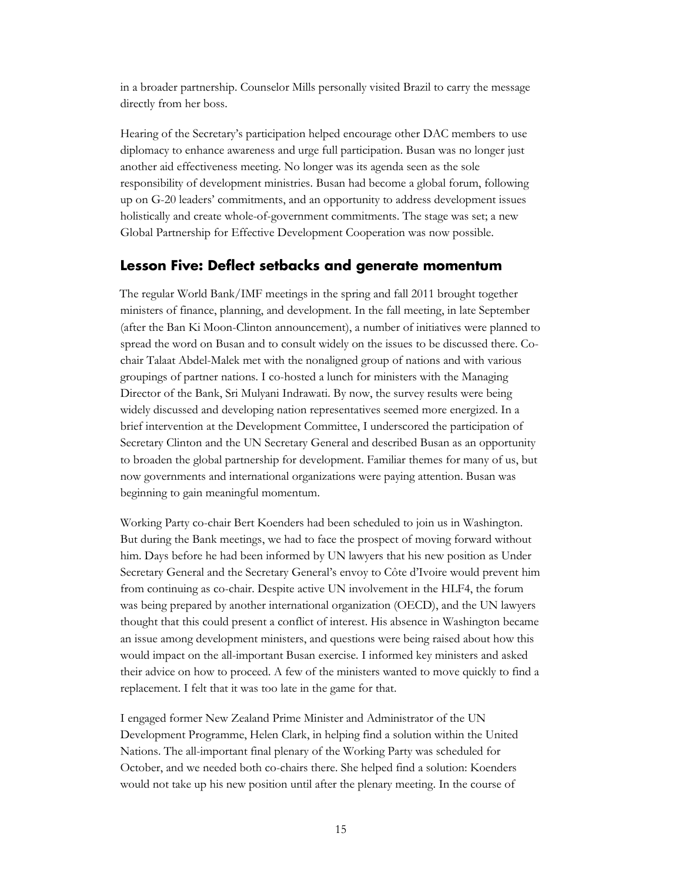in a broader partnership. Counselor Mills personally visited Brazil to carry the message directly from her boss.

Hearing of the Secretary's participation helped encourage other DAC members to use diplomacy to enhance awareness and urge full participation. Busan was no longer just another aid effectiveness meeting. No longer was its agenda seen as the sole responsibility of development ministries. Busan had become a global forum, following up on G-20 leaders' commitments, and an opportunity to address development issues holistically and create whole-of-government commitments. The stage was set; a new Global Partnership for Effective Development Cooperation was now possible.

## Lesson Five: Deflect setbacks and generate momentum

The regular World Bank/IMF meetings in the spring and fall 2011 brought together ministers of finance, planning, and development. In the fall meeting, in late September (after the Ban Ki Moon-Clinton announcement), a number of initiatives were planned to spread the word on Busan and to consult widely on the issues to be discussed there. Co-chair Talaat Abdel-Malek met with the nonaligned group of nations and with various groupings of partner nations. I co-hosted a lunch for ministers with the Managing Director of the Bank, Sri Mulyani Indrawati. By now, the survey results were being widely discussed and developing nation representatives seemed more energized. In a brief intervention at the Development Committee, I underscored the participation of Secretary Clinton and the UN Secretary General and described Busan as an opportunity to broaden the global partnership for development. Familiar themes for many of us, but now governments and international organizations were paying attention. Busan was beginning to gain meaningful momentum.

Working Party co-chair Bert Koenders had been scheduled to join us in Washington. But during the Bank meetings, we had to face the prospect of moving forward without him. Days before he had been informed by UN lawyers that his new position as Under Secretary General and the Secretary General's envoy to Côte d'Ivoire would prevent him from continuing as co-chair. Despite active UN involvement in the HLF4, the forum was being prepared by another international organization (OECD), and the UN lawyers thought that this could present a conflict of interest. His absence in Washington became an issue among development ministers, and questions were being raised about how this would impact on the all-important Busan exercise. I informed key ministers and asked their advice on how to proceed. A few of the ministers wanted to move quickly to find a replacement. I felt that it was too late in the game for that.

I engaged former New Zealand Prime Minister and Administrator of the UN Development Programme, Helen Clark, in helping find a solution within the United Nations. The all-important final plenary of the Working Party was scheduled for October, and we needed both co-chairs there. She helped find a solution: Koenders would not take up his new position until after the plenary meeting. In the course of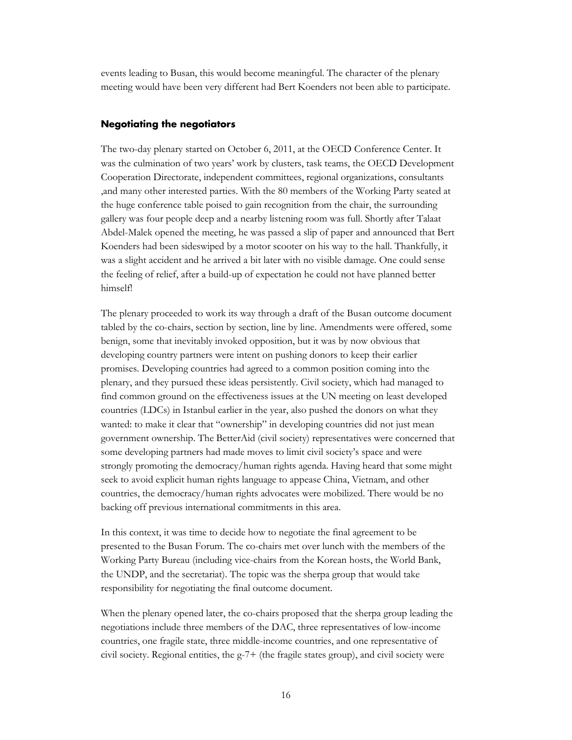events leading to Busan, this would become meaningful. The character of the plenary meeting would have been very different had Bert Koenders not been able to participate.

### Negotiating the negotiators

The two-day plenary started on October 6, 2011, at the OECD Conference Center. It was the culmination of two years' work by clusters, task teams, the OECD Development Cooperation Directorate, independent committees, regional organizations, consultants ,and many other interested parties. With the 80 members of the Working Party seated at the huge conference table poised to gain recognition from the chair, the surrounding gallery was four people deep and a nearby listening room was full. Shortly after Talaat Abdel-Malek opened the meeting, he was passed a slip of paper and announced that Bert Koenders had been sideswiped by a motor scooter on his way to the hall. Thankfully, it was a slight accident and he arrived a bit later with no visible damage. One could sense the feeling of relief, after a build-up of expectation he could not have planned better himself!

The plenary proceeded to work its way through a draft of the Busan outcome document tabled by the co-chairs, section by section, line by line. Amendments were offered, some benign, some that inevitably invoked opposition, but it was by now obvious that developing country partners were intent on pushing donors to keep their earlier promises. Developing countries had agreed to a common position coming into the plenary, and they pursued these ideas persistently. Civil society, which had managed to find common ground on the effectiveness issues at the UN meeting on least developed countries (LDCs) in Istanbul earlier in the year, also pushed the donors on what they wanted: to make it clear that "ownership" in developing countries did not just mean government ownership. The BetterAid (civil society) representatives were concerned that some developing partners had made moves to limit civil society's space and were strongly promoting the democracy/human rights agenda. Having heard that some might seek to avoid explicit human rights language to appease China, Vietnam, and other countries, the democracy/human rights advocates were mobilized. There would be no backing off previous international commitments in this area.

In this context, it was time to decide how to negotiate the final agreement to be presented to the Busan Forum. The co-chairs met over lunch with the members of the Working Party Bureau (including vice-chairs from the Korean hosts, the World Bank, the UNDP, and the secretariat). The topic was the sherpa group that would take responsibility for negotiating the final outcome document.

When the plenary opened later, the co-chairs proposed that the sherpa group leading the negotiations include three members of the DAC, three representatives of low-income countries, one fragile state, three middle-income countries, and one representative of civil society. Regional entities, the g-7+ (the fragile states group), and civil society were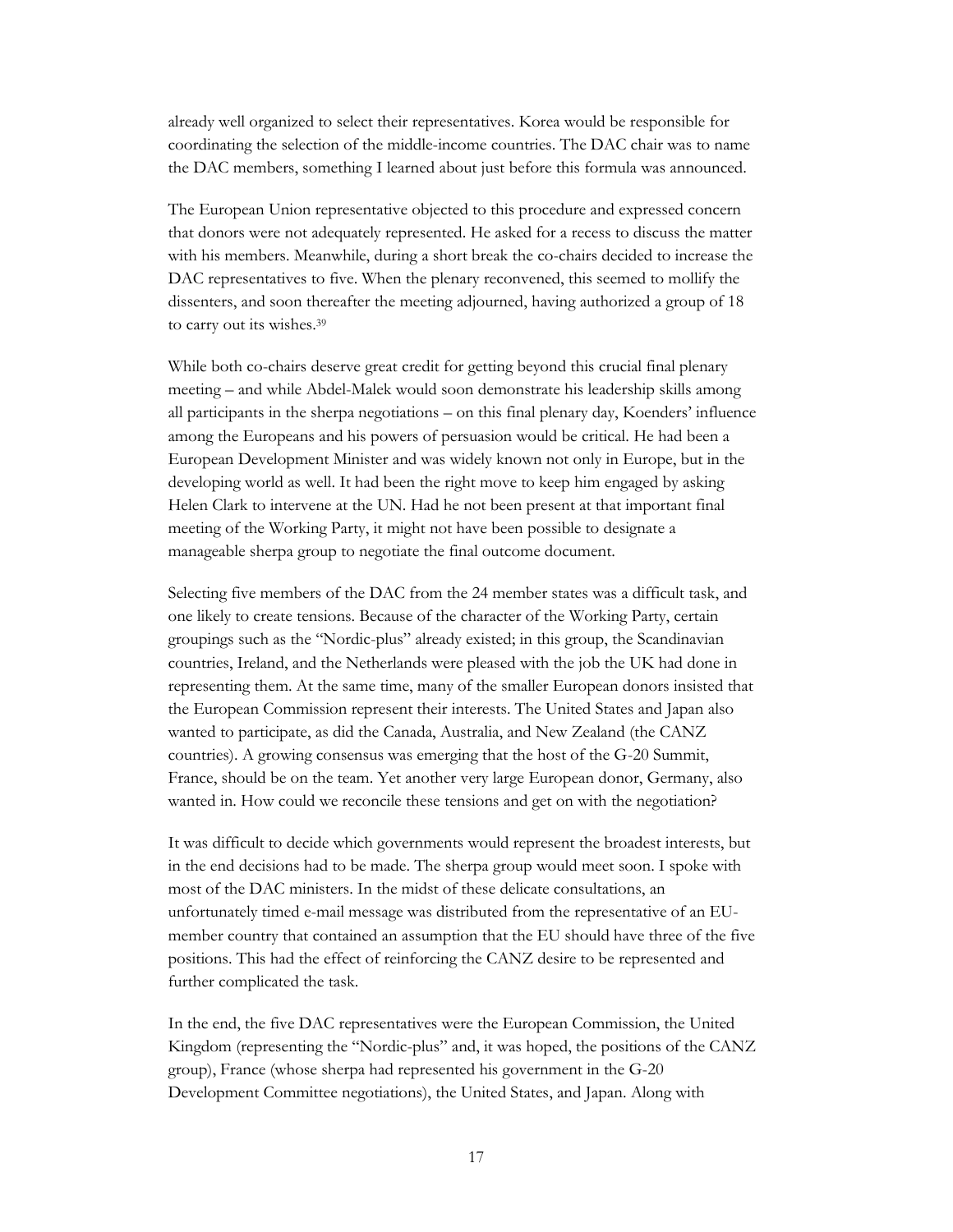already well organized to select their representatives. Korea would be responsible for coordinating the selection of the middle-income countries. The DAC chair was to name the DAC members, something I learned about just before this formula was announced.

The European Union representative objected to this procedure and expressed concern that donors were not adequately represented. He asked for a recess to discuss the matter with his members. Meanwhile, during a short break the co-chairs decided to increase the DAC representatives to five. When the plenary reconvened, this seemed to mollify the dissenters, and soon thereafter the meeting adjourned, having authorized a group of 18 to carry out its wishes.[39]

While both co-chairs deserve great credit for getting beyond this crucial final plenary meeting – and while Abdel-Malek would soon demonstrate his leadership skills among all participants in the sherpa negotiations – on this final plenary day, Koenders' influence among the Europeans and his powers of persuasion would be critical. He had been a European Development Minister and was widely known not only in Europe, but in the developing world as well. It had been the right move to keep him engaged by asking Helen Clark to intervene at the UN. Had he not been present at that important final meeting of the Working Party, it might not have been possible to designate a manageable sherpa group to negotiate the final outcome document.

Selecting five members of the DAC from the 24 member states was a difficult task, and one likely to create tensions. Because of the character of the Working Party, certain groupings such as the "Nordic-plus" already existed; in this group, the Scandinavian countries, Ireland, and the Netherlands were pleased with the job the UK had done in representing them. At the same time, many of the smaller European donors insisted that the European Commission represent their interests. The United States and Japan also wanted to participate, as did the Canada, Australia, and New Zealand (the CANZ countries). A growing consensus was emerging that the host of the G-20 Summit, France, should be on the team. Yet another very large European donor, Germany, also wanted in. How could we reconcile these tensions and get on with the negotiation?

It was difficult to decide which governments would represent the broadest interests, but in the end decisions had to be made. The sherpa group would meet soon. I spoke with most of the DAC ministers. In the midst of these delicate consultations, an unfortunately timed e-mail message was distributed from the representative of an EU-member country that contained an assumption that the EU should have three of the five positions. This had the effect of reinforcing the CANZ desire to be represented and further complicated the task.

In the end, the five DAC representatives were the European Commission, the United Kingdom (representing the "Nordic-plus" and, it was hoped, the positions of the CANZ group), France (whose sherpa had represented his government in the G-20 Development Committee negotiations), the United States, and Japan. Along with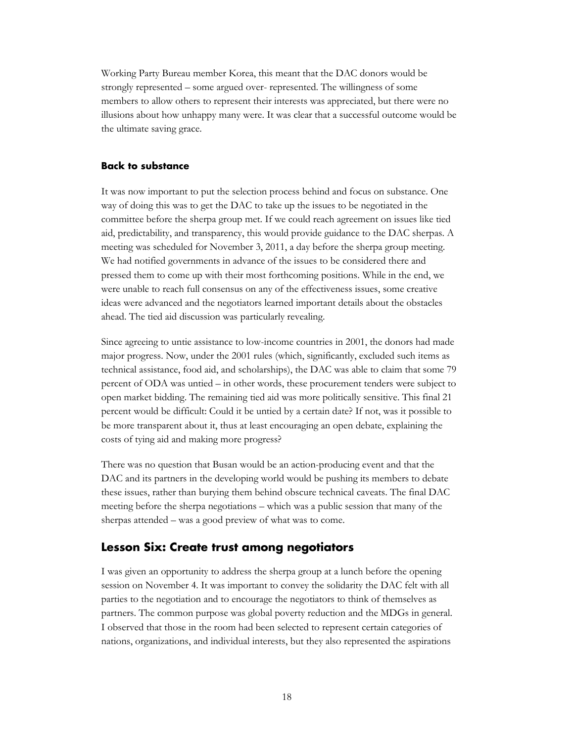Working Party Bureau member Korea, this meant that the DAC donors would be strongly represented – some argued over- represented. The willingness of some members to allow others to represent their interests was appreciated, but there were no illusions about how unhappy many were. It was clear that a successful outcome would be the ultimate saving grace.

### Back to substance

It was now important to put the selection process behind and focus on substance. One way of doing this was to get the DAC to take up the issues to be negotiated in the committee before the sherpa group met. If we could reach agreement on issues like tied aid, predictability, and transparency, this would provide guidance to the DAC sherpas. A meeting was scheduled for November 3, 2011, a day before the sherpa group meeting. We had notified governments in advance of the issues to be considered there and pressed them to come up with their most forthcoming positions. While in the end, we were unable to reach full consensus on any of the effectiveness issues, some creative ideas were advanced and the negotiators learned important details about the obstacles ahead. The tied aid discussion was particularly revealing.

Since agreeing to untie assistance to low-income countries in 2001, the donors had made major progress. Now, under the 2001 rules (which, significantly, excluded such items as technical assistance, food aid, and scholarships), the DAC was able to claim that some 79 percent of ODA was untied – in other words, these procurement tenders were subject to open market bidding. The remaining tied aid was more politically sensitive. This final 21 percent would be difficult: Could it be untied by a certain date? If not, was it possible to be more transparent about it, thus at least encouraging an open debate, explaining the costs of tying aid and making more progress?

There was no question that Busan would be an action-producing event and that the DAC and its partners in the developing world would be pushing its members to debate these issues, rather than burying them behind obscure technical caveats. The final DAC meeting before the sherpa negotiations – which was a public session that many of the sherpas attended – was a good preview of what was to come.

## Lesson Six: Create trust among negotiators

I was given an opportunity to address the sherpa group at a lunch before the opening session on November 4. It was important to convey the solidarity the DAC felt with all parties to the negotiation and to encourage the negotiators to think of themselves as partners. The common purpose was global poverty reduction and the MDGs in general. I observed that those in the room had been selected to represent certain categories of nations, organizations, and individual interests, but they also represented the aspirations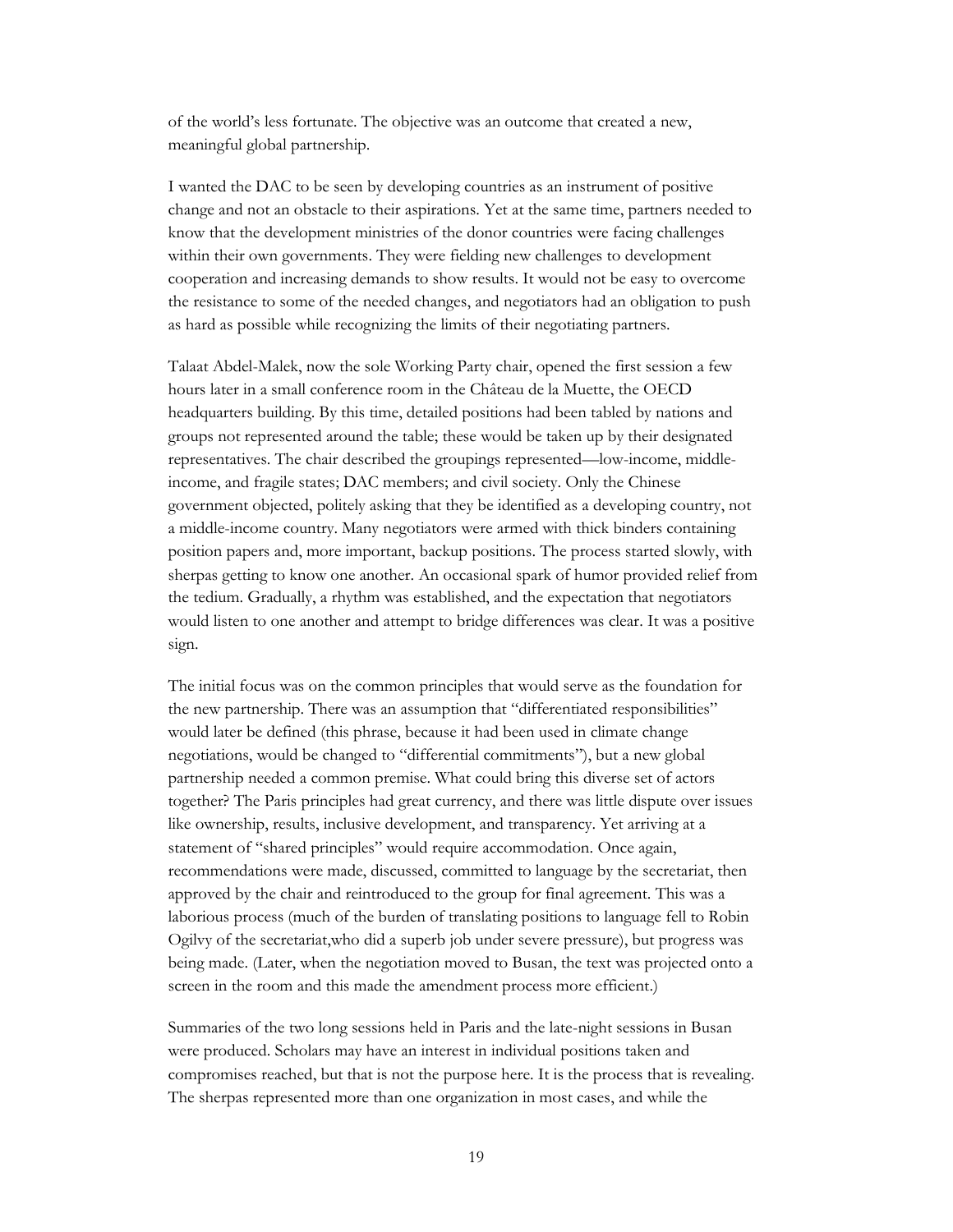of the world's less fortunate. The objective was an outcome that created a new, meaningful global partnership.

I wanted the DAC to be seen by developing countries as an instrument of positive change and not an obstacle to their aspirations. Yet at the same time, partners needed to know that the development ministries of the donor countries were facing challenges within their own governments. They were fielding new challenges to development cooperation and increasing demands to show results. It would not be easy to overcome the resistance to some of the needed changes, and negotiators had an obligation to push as hard as possible while recognizing the limits of their negotiating partners.

Talaat Abdel-Malek, now the sole Working Party chair, opened the first session a few hours later in a small conference room in the Château de la Muette, the OECD headquarters building. By this time, detailed positions had been tabled by nations and groups not represented around the table; these would be taken up by their designated representatives. The chair described the groupings represented—low-income, middle-income, and fragile states; DAC members; and civil society. Only the Chinese government objected, politely asking that they be identified as a developing country, not a middle-income country. Many negotiators were armed with thick binders containing position papers and, more important, backup positions. The process started slowly, with sherpas getting to know one another. An occasional spark of humor provided relief from the tedium. Gradually, a rhythm was established, and the expectation that negotiators would listen to one another and attempt to bridge differences was clear. It was a positive sign.

The initial focus was on the common principles that would serve as the foundation for the new partnership. There was an assumption that "differentiated responsibilities" would later be defined (this phrase, because it had been used in climate change negotiations, would be changed to "differential commitments"), but a new global partnership needed a common premise. What could bring this diverse set of actors together? The Paris principles had great currency, and there was little dispute over issues like ownership, results, inclusive development, and transparency. Yet arriving at a statement of "shared principles" would require accommodation. Once again, recommendations were made, discussed, committed to language by the secretariat, then approved by the chair and reintroduced to the group for final agreement. This was a laborious process (much of the burden of translating positions to language fell to Robin Ogilvy of the secretariat,who did a superb job under severe pressure), but progress was being made. (Later, when the negotiation moved to Busan, the text was projected onto a screen in the room and this made the amendment process more efficient.)

Summaries of the two long sessions held in Paris and the late-night sessions in Busan were produced. Scholars may have an interest in individual positions taken and compromises reached, but that is not the purpose here. It is the process that is revealing. The sherpas represented more than one organization in most cases, and while the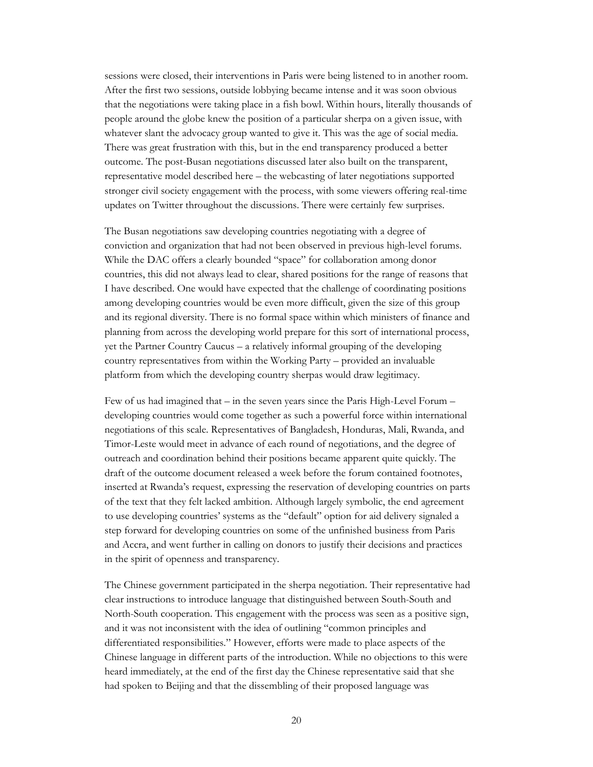sessions were closed, their interventions in Paris were being listened to in another room. After the first two sessions, outside lobbying became intense and it was soon obvious that the negotiations were taking place in a fish bowl. Within hours, literally thousands of people around the globe knew the position of a particular sherpa on a given issue, with whatever slant the advocacy group wanted to give it. This was the age of social media. There was great frustration with this, but in the end transparency produced a better outcome. The post-Busan negotiations discussed later also built on the transparent, representative model described here – the webcasting of later negotiations supported stronger civil society engagement with the process, with some viewers offering real-time updates on Twitter throughout the discussions. There were certainly few surprises.

The Busan negotiations saw developing countries negotiating with a degree of conviction and organization that had not been observed in previous high-level forums. While the DAC offers a clearly bounded "space" for collaboration among donor countries, this did not always lead to clear, shared positions for the range of reasons that I have described. One would have expected that the challenge of coordinating positions among developing countries would be even more difficult, given the size of this group and its regional diversity. There is no formal space within which ministers of finance and planning from across the developing world prepare for this sort of international process, yet the Partner Country Caucus – a relatively informal grouping of the developing country representatives from within the Working Party – provided an invaluable platform from which the developing country sherpas would draw legitimacy.

Few of us had imagined that – in the seven years since the Paris High-Level Forum – developing countries would come together as such a powerful force within international negotiations of this scale. Representatives of Bangladesh, Honduras, Mali, Rwanda, and Timor-Leste would meet in advance of each round of negotiations, and the degree of outreach and coordination behind their positions became apparent quite quickly. The draft of the outcome document released a week before the forum contained footnotes, inserted at Rwanda's request, expressing the reservation of developing countries on parts of the text that they felt lacked ambition. Although largely symbolic, the end agreement to use developing countries' systems as the "default" option for aid delivery signaled a step forward for developing countries on some of the unfinished business from Paris and Accra, and went further in calling on donors to justify their decisions and practices in the spirit of openness and transparency.

The Chinese government participated in the sherpa negotiation. Their representative had clear instructions to introduce language that distinguished between South-South and North-South cooperation. This engagement with the process was seen as a positive sign, and it was not inconsistent with the idea of outlining "common principles and differentiated responsibilities." However, efforts were made to place aspects of the Chinese language in different parts of the introduction. While no objections to this were heard immediately, at the end of the first day the Chinese representative said that she had spoken to Beijing and that the dissembling of their proposed language was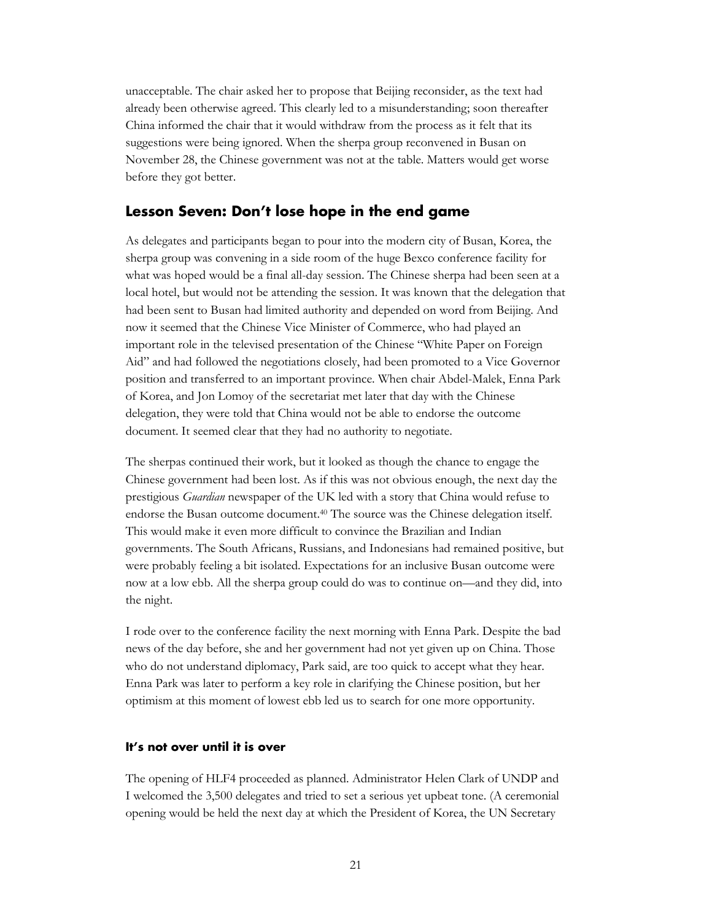unacceptable. The chair asked her to propose that Beijing reconsider, as the text had already been otherwise agreed. This clearly led to a misunderstanding; soon thereafter China informed the chair that it would withdraw from the process as it felt that its suggestions were being ignored. When the sherpa group reconvened in Busan on November 28, the Chinese government was not at the table. Matters would get worse before they got better.

## Lesson Seven: Don't lose hope in the end game

As delegates and participants began to pour into the modern city of Busan, Korea, the sherpa group was convening in a side room of the huge Bexco conference facility for what was hoped would be a final all-day session. The Chinese sherpa had been seen at a local hotel, but would not be attending the session. It was known that the delegation that had been sent to Busan had limited authority and depended on word from Beijing. And now it seemed that the Chinese Vice Minister of Commerce, who had played an important role in the televised presentation of the Chinese "White Paper on Foreign Aid" and had followed the negotiations closely, had been promoted to a Vice Governor position and transferred to an important province. When chair Abdel-Malek, Enna Park of Korea, and Jon Lomoy of the secretariat met later that day with the Chinese delegation, they were told that China would not be able to endorse the outcome document. It seemed clear that they had no authority to negotiate.

The sherpas continued their work, but it looked as though the chance to engage the Chinese government had been lost. As if this was not obvious enough, the next day the prestigious *Guardian* newspaper of the UK led with a story that China would refuse to endorse the Busan outcome document.[40] The source was the Chinese delegation itself. This would make it even more difficult to convince the Brazilian and Indian governments. The South Africans, Russians, and Indonesians had remained positive, but were probably feeling a bit isolated. Expectations for an inclusive Busan outcome were now at a low ebb. All the sherpa group could do was to continue on—and they did, into the night.

I rode over to the conference facility the next morning with Enna Park. Despite the bad news of the day before, she and her government had not yet given up on China. Those who do not understand diplomacy, Park said, are too quick to accept what they hear. Enna Park was later to perform a key role in clarifying the Chinese position, but her optimism at this moment of lowest ebb led us to search for one more opportunity.

### It's not over until it is over

The opening of HLF4 proceeded as planned. Administrator Helen Clark of UNDP and I welcomed the 3,500 delegates and tried to set a serious yet upbeat tone. (A ceremonial opening would be held the next day at which the President of Korea, the UN Secretary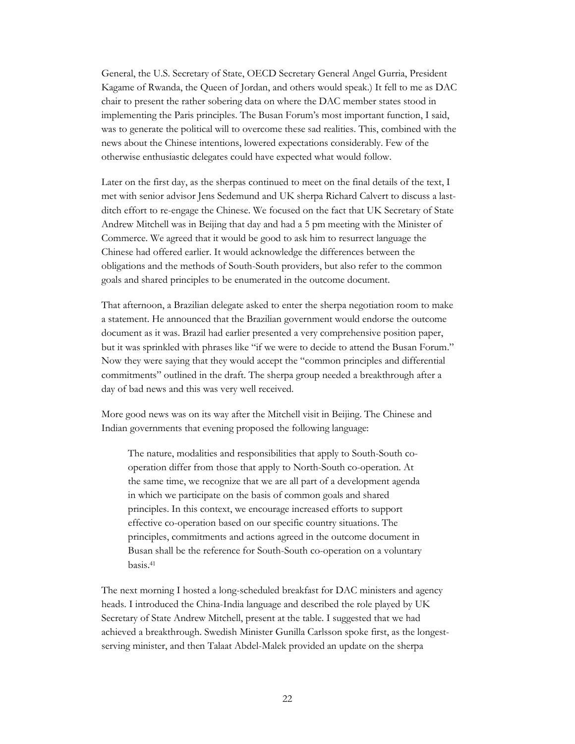General, the U.S. Secretary of State, OECD Secretary General Angel Gurria, President Kagame of Rwanda, the Queen of Jordan, and others would speak.) It fell to me as DAC chair to present the rather sobering data on where the DAC member states stood in implementing the Paris principles. The Busan Forum's most important function, I said, was to generate the political will to overcome these sad realities. This, combined with the news about the Chinese intentions, lowered expectations considerably. Few of the otherwise enthusiastic delegates could have expected what would follow.

Later on the first day, as the sherpas continued to meet on the final details of the text, I met with senior advisor Jens Sedemund and UK sherpa Richard Calvert to discuss a last-ditch effort to re-engage the Chinese. We focused on the fact that UK Secretary of State Andrew Mitchell was in Beijing that day and had a 5 pm meeting with the Minister of Commerce. We agreed that it would be good to ask him to resurrect language the Chinese had offered earlier. It would acknowledge the differences between the obligations and the methods of South-South providers, but also refer to the common goals and shared principles to be enumerated in the outcome document.

That afternoon, a Brazilian delegate asked to enter the sherpa negotiation room to make a statement. He announced that the Brazilian government would endorse the outcome document as it was. Brazil had earlier presented a very comprehensive position paper, but it was sprinkled with phrases like "if we were to decide to attend the Busan Forum." Now they were saying that they would accept the "common principles and differential commitments" outlined in the draft. The sherpa group needed a breakthrough after a day of bad news and this was very well received.

More good news was on its way after the Mitchell visit in Beijing. The Chinese and Indian governments that evening proposed the following language:

> The nature, modalities and responsibilities that apply to South-South co-operation differ from those that apply to North-South co-operation. At the same time, we recognize that we are all part of a development agenda in which we participate on the basis of common goals and shared principles. In this context, we encourage increased efforts to support effective co-operation based on our specific country situations. The principles, commitments and actions agreed in the outcome document in Busan shall be the reference for South-South co-operation on a voluntary basis.[41]

The next morning I hosted a long-scheduled breakfast for DAC ministers and agency heads. I introduced the China-India language and described the role played by UK Secretary of State Andrew Mitchell, present at the table. I suggested that we had achieved a breakthrough. Swedish Minister Gunilla Carlsson spoke first, as the longest-serving minister, and then Talaat Abdel-Malek provided an update on the sherpa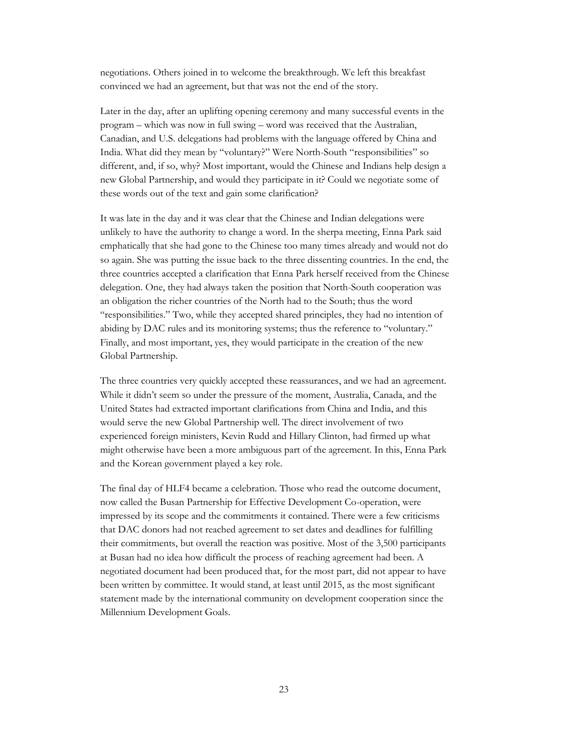negotiations. Others joined in to welcome the breakthrough. We left this breakfast convinced we had an agreement, but that was not the end of the story.

Later in the day, after an uplifting opening ceremony and many successful events in the program – which was now in full swing – word was received that the Australian, Canadian, and U.S. delegations had problems with the language offered by China and India. What did they mean by "voluntary?" Were North-South "responsibilities" so different, and, if so, why? Most important, would the Chinese and Indians help design a new Global Partnership, and would they participate in it? Could we negotiate some of these words out of the text and gain some clarification?

It was late in the day and it was clear that the Chinese and Indian delegations were unlikely to have the authority to change a word. In the sherpa meeting, Enna Park said emphatically that she had gone to the Chinese too many times already and would not do so again. She was putting the issue back to the three dissenting countries. In the end, the three countries accepted a clarification that Enna Park herself received from the Chinese delegation. One, they had always taken the position that North-South cooperation was an obligation the richer countries of the North had to the South; thus the word "responsibilities." Two, while they accepted shared principles, they had no intention of abiding by DAC rules and its monitoring systems; thus the reference to "voluntary." Finally, and most important, yes, they would participate in the creation of the new Global Partnership.

The three countries very quickly accepted these reassurances, and we had an agreement. While it didn't seem so under the pressure of the moment, Australia, Canada, and the United States had extracted important clarifications from China and India, and this would serve the new Global Partnership well. The direct involvement of two experienced foreign ministers, Kevin Rudd and Hillary Clinton, had firmed up what might otherwise have been a more ambiguous part of the agreement. In this, Enna Park and the Korean government played a key role.

The final day of HLF4 became a celebration. Those who read the outcome document, now called the Busan Partnership for Effective Development Co-operation, were impressed by its scope and the commitments it contained. There were a few criticisms that DAC donors had not reached agreement to set dates and deadlines for fulfilling their commitments, but overall the reaction was positive. Most of the 3,500 participants at Busan had no idea how difficult the process of reaching agreement had been. A negotiated document had been produced that, for the most part, did not appear to have been written by committee. It would stand, at least until 2015, as the most significant statement made by the international community on development cooperation since the Millennium Development Goals.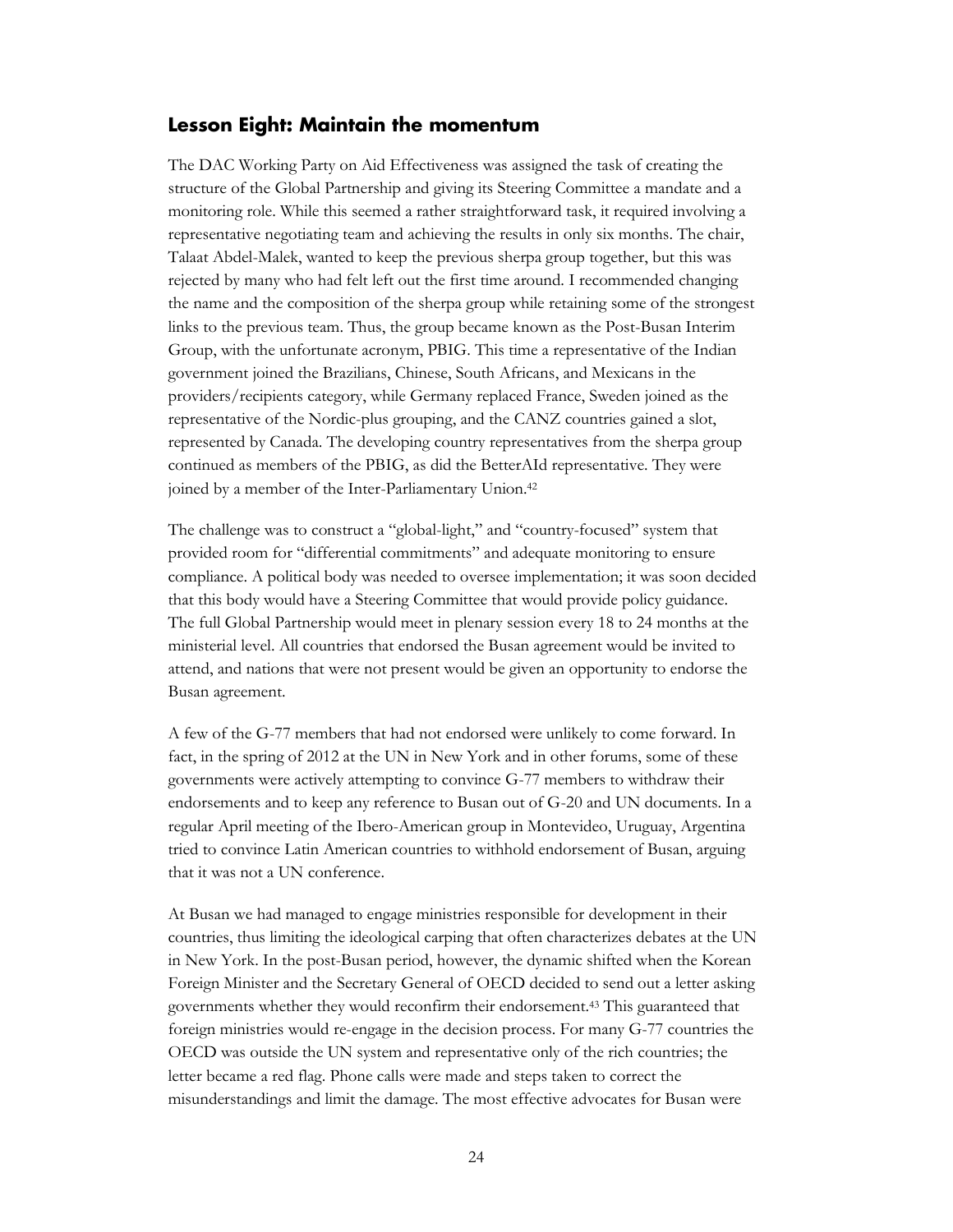## Lesson Eight: Maintain the momentum

The DAC Working Party on Aid Effectiveness was assigned the task of creating the structure of the Global Partnership and giving its Steering Committee a mandate and a monitoring role. While this seemed a rather straightforward task, it required involving a representative negotiating team and achieving the results in only six months. The chair, Talaat Abdel-Malek, wanted to keep the previous sherpa group together, but this was rejected by many who had felt left out the first time around. I recommended changing the name and the composition of the sherpa group while retaining some of the strongest links to the previous team. Thus, the group became known as the Post-Busan Interim Group, with the unfortunate acronym, PBIG. This time a representative of the Indian government joined the Brazilians, Chinese, South Africans, and Mexicans in the providers/recipients category, while Germany replaced France, Sweden joined as the representative of the Nordic-plus grouping, and the CANZ countries gained a slot, represented by Canada. The developing country representatives from the sherpa group continued as members of the PBIG, as did the BetterAId representative. They were joined by a member of the Inter-Parliamentary Union.[42]

The challenge was to construct a "global-light," and "country-focused" system that provided room for "differential commitments" and adequate monitoring to ensure compliance. A political body was needed to oversee implementation; it was soon decided that this body would have a Steering Committee that would provide policy guidance. The full Global Partnership would meet in plenary session every 18 to 24 months at the ministerial level. All countries that endorsed the Busan agreement would be invited to attend, and nations that were not present would be given an opportunity to endorse the Busan agreement.

A few of the G-77 members that had not endorsed were unlikely to come forward. In fact, in the spring of 2012 at the UN in New York and in other forums, some of these governments were actively attempting to convince G-77 members to withdraw their endorsements and to keep any reference to Busan out of G-20 and UN documents. In a regular April meeting of the Ibero-American group in Montevideo, Uruguay, Argentina tried to convince Latin American countries to withhold endorsement of Busan, arguing that it was not a UN conference.

At Busan we had managed to engage ministries responsible for development in their countries, thus limiting the ideological carping that often characterizes debates at the UN in New York. In the post-Busan period, however, the dynamic shifted when the Korean Foreign Minister and the Secretary General of OECD decided to send out a letter asking governments whether they would reconfirm their endorsement.[43] This guaranteed that foreign ministries would re-engage in the decision process. For many G-77 countries the OECD was outside the UN system and representative only of the rich countries; the letter became a red flag. Phone calls were made and steps taken to correct the misunderstandings and limit the damage. The most effective advocates for Busan were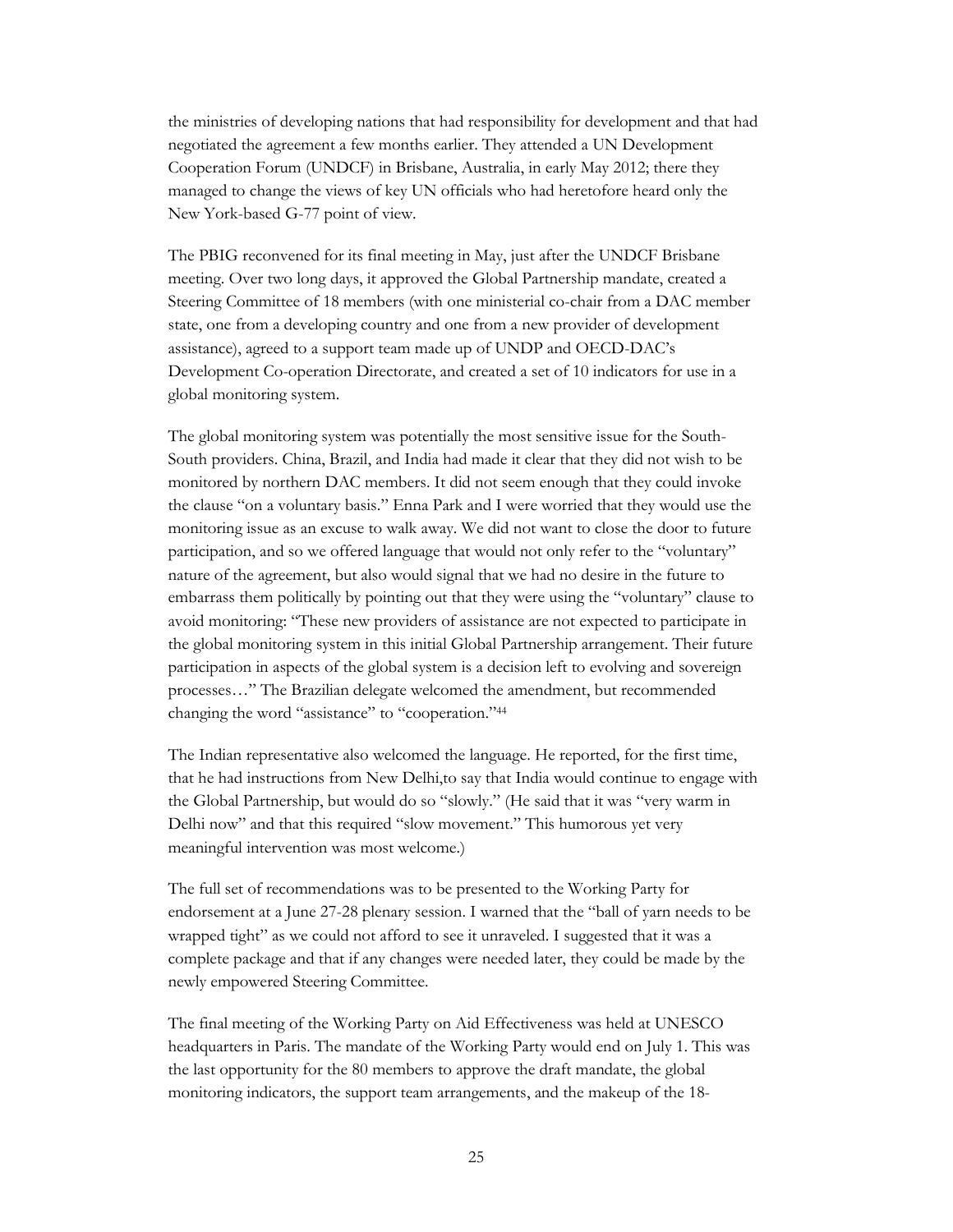the ministries of developing nations that had responsibility for development and that had negotiated the agreement a few months earlier. They attended a UN Development Cooperation Forum (UNDCF) in Brisbane, Australia, in early May 2012; there they managed to change the views of key UN officials who had heretofore heard only the New York-based G-77 point of view.

The PBIG reconvened for its final meeting in May, just after the UNDCF Brisbane meeting. Over two long days, it approved the Global Partnership mandate, created a Steering Committee of 18 members (with one ministerial co-chair from a DAC member state, one from a developing country and one from a new provider of development assistance), agreed to a support team made up of UNDP and OECD-DAC's Development Co-operation Directorate, and created a set of 10 indicators for use in a global monitoring system.

The global monitoring system was potentially the most sensitive issue for the South-South providers. China, Brazil, and India had made it clear that they did not wish to be monitored by northern DAC members. It did not seem enough that they could invoke the clause "on a voluntary basis." Enna Park and I were worried that they would use the monitoring issue as an excuse to walk away. We did not want to close the door to future participation, and so we offered language that would not only refer to the "voluntary" nature of the agreement, but also would signal that we had no desire in the future to embarrass them politically by pointing out that they were using the "voluntary" clause to avoid monitoring: "These new providers of assistance are not expected to participate in the global monitoring system in this initial Global Partnership arrangement. Their future participation in aspects of the global system is a decision left to evolving and sovereign processes…" The Brazilian delegate welcomed the amendment, but recommended changing the word "assistance" to "cooperation."[44]

The Indian representative also welcomed the language. He reported, for the first time, that he had instructions from New Delhi,to say that India would continue to engage with the Global Partnership, but would do so "slowly." (He said that it was "very warm in Delhi now" and that this required "slow movement." This humorous yet very meaningful intervention was most welcome.)

The full set of recommendations was to be presented to the Working Party for endorsement at a June 27-28 plenary session. I warned that the "ball of yarn needs to be wrapped tight" as we could not afford to see it unraveled. I suggested that it was a complete package and that if any changes were needed later, they could be made by the newly empowered Steering Committee.

The final meeting of the Working Party on Aid Effectiveness was held at UNESCO headquarters in Paris. The mandate of the Working Party would end on July 1. This was the last opportunity for the 80 members to approve the draft mandate, the global monitoring indicators, the support team arrangements, and the makeup of the 18-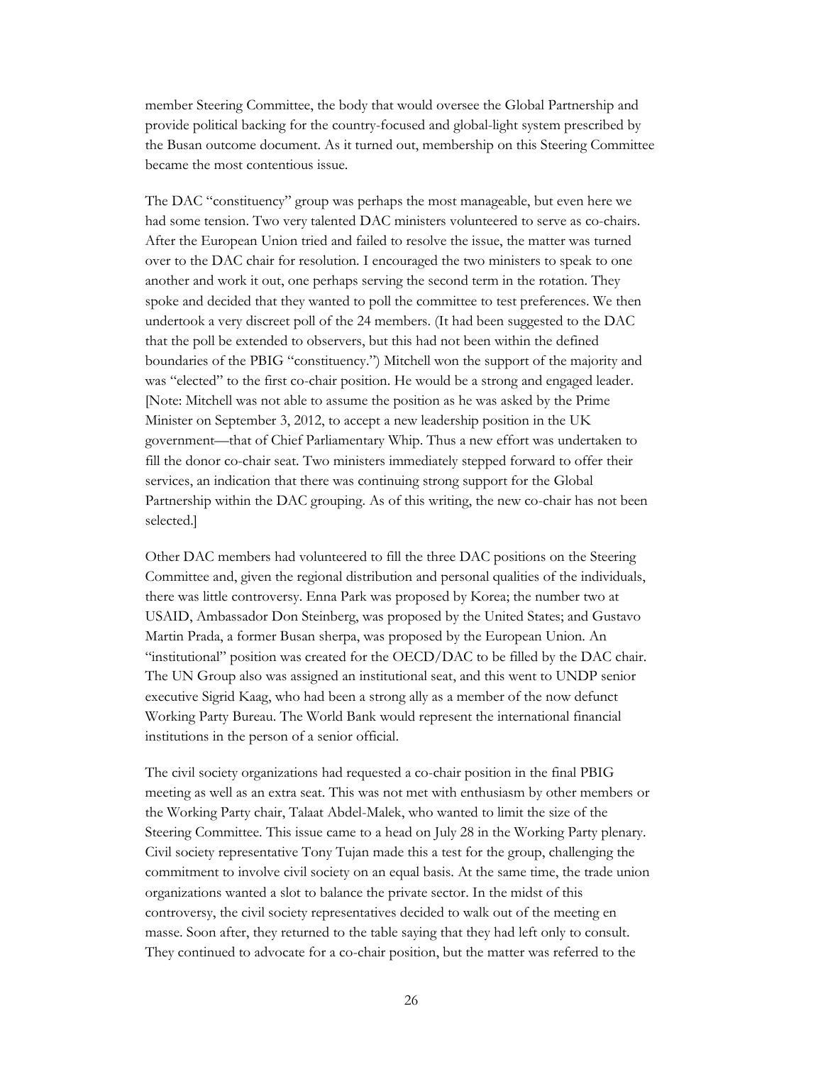member Steering Committee, the body that would oversee the Global Partnership and provide political backing for the country-focused and global-light system prescribed by the Busan outcome document. As it turned out, membership on this Steering Committee became the most contentious issue.

The DAC "constituency" group was perhaps the most manageable, but even here we had some tension. Two very talented DAC ministers volunteered to serve as co-chairs. After the European Union tried and failed to resolve the issue, the matter was turned over to the DAC chair for resolution. I encouraged the two ministers to speak to one another and work it out, one perhaps serving the second term in the rotation. They spoke and decided that they wanted to poll the committee to test preferences. We then undertook a very discreet poll of the 24 members. (It had been suggested to the DAC that the poll be extended to observers, but this had not been within the defined boundaries of the PBIG "constituency.") Mitchell won the support of the majority and was "elected" to the first co-chair position. He would be a strong and engaged leader. [Note: Mitchell was not able to assume the position as he was asked by the Prime Minister on September 3, 2012, to accept a new leadership position in the UK government—that of Chief Parliamentary Whip. Thus a new effort was undertaken to fill the donor co-chair seat. Two ministers immediately stepped forward to offer their services, an indication that there was continuing strong support for the Global Partnership within the DAC grouping. As of this writing, the new co-chair has not been selected.]

Other DAC members had volunteered to fill the three DAC positions on the Steering Committee and, given the regional distribution and personal qualities of the individuals, there was little controversy. Enna Park was proposed by Korea; the number two at USAID, Ambassador Don Steinberg, was proposed by the United States; and Gustavo Martin Prada, a former Busan sherpa, was proposed by the European Union. An "institutional" position was created for the OECD/DAC to be filled by the DAC chair. The UN Group also was assigned an institutional seat, and this went to UNDP senior executive Sigrid Kaag, who had been a strong ally as a member of the now defunct Working Party Bureau. The World Bank would represent the international financial institutions in the person of a senior official.

The civil society organizations had requested a co-chair position in the final PBIG meeting as well as an extra seat. This was not met with enthusiasm by other members or the Working Party chair, Talaat Abdel-Malek, who wanted to limit the size of the Steering Committee. This issue came to a head on July 28 in the Working Party plenary. Civil society representative Tony Tujan made this a test for the group, challenging the commitment to involve civil society on an equal basis. At the same time, the trade union organizations wanted a slot to balance the private sector. In the midst of this controversy, the civil society representatives decided to walk out of the meeting en masse. Soon after, they returned to the table saying that they had left only to consult. They continued to advocate for a co-chair position, but the matter was referred to the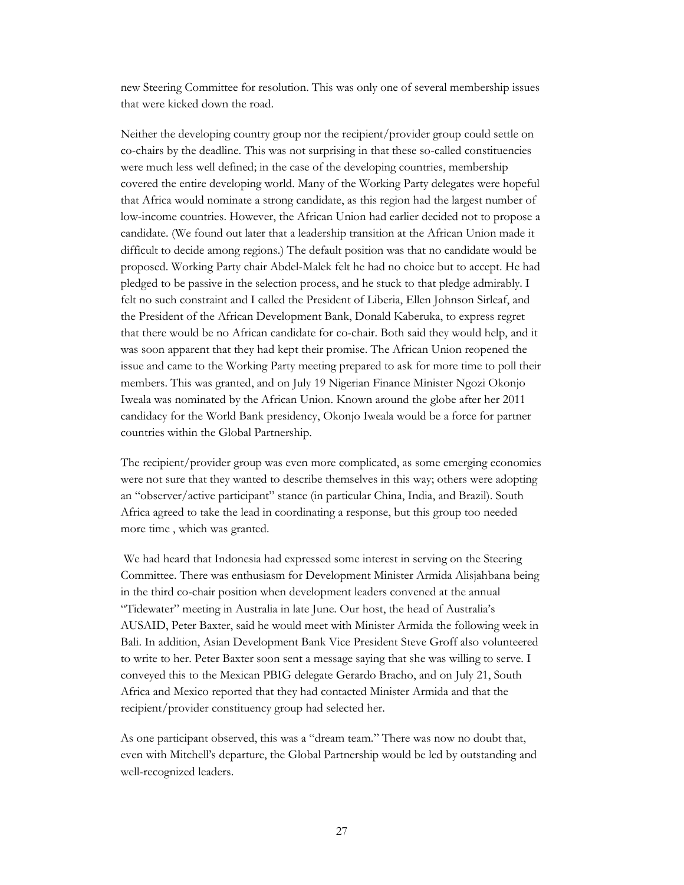new Steering Committee for resolution. This was only one of several membership issues that were kicked down the road.

Neither the developing country group nor the recipient/provider group could settle on co-chairs by the deadline. This was not surprising in that these so-called constituencies were much less well defined; in the case of the developing countries, membership covered the entire developing world. Many of the Working Party delegates were hopeful that Africa would nominate a strong candidate, as this region had the largest number of low-income countries. However, the African Union had earlier decided not to propose a candidate. (We found out later that a leadership transition at the African Union made it difficult to decide among regions.) The default position was that no candidate would be proposed. Working Party chair Abdel-Malek felt he had no choice but to accept. He had pledged to be passive in the selection process, and he stuck to that pledge admirably. I felt no such constraint and I called the President of Liberia, Ellen Johnson Sirleaf, and the President of the African Development Bank, Donald Kaberuka, to express regret that there would be no African candidate for co-chair. Both said they would help, and it was soon apparent that they had kept their promise. The African Union reopened the issue and came to the Working Party meeting prepared to ask for more time to poll their members. This was granted, and on July 19 Nigerian Finance Minister Ngozi Okonjo Iweala was nominated by the African Union. Known around the globe after her 2011 candidacy for the World Bank presidency, Okonjo Iweala would be a force for partner countries within the Global Partnership.

The recipient/provider group was even more complicated, as some emerging economies were not sure that they wanted to describe themselves in this way; others were adopting an "observer/active participant" stance (in particular China, India, and Brazil). South Africa agreed to take the lead in coordinating a response, but this group too needed more time , which was granted.

We had heard that Indonesia had expressed some interest in serving on the Steering Committee. There was enthusiasm for Development Minister Armida Alisjahbana being in the third co-chair position when development leaders convened at the annual "Tidewater" meeting in Australia in late June. Our host, the head of Australia's AUSAID, Peter Baxter, said he would meet with Minister Armida the following week in Bali. In addition, Asian Development Bank Vice President Steve Groff also volunteered to write to her. Peter Baxter soon sent a message saying that she was willing to serve. I conveyed this to the Mexican PBIG delegate Gerardo Bracho, and on July 21, South Africa and Mexico reported that they had contacted Minister Armida and that the recipient/provider constituency group had selected her.

As one participant observed, this was a "dream team." There was now no doubt that, even with Mitchell's departure, the Global Partnership would be led by outstanding and well-recognized leaders.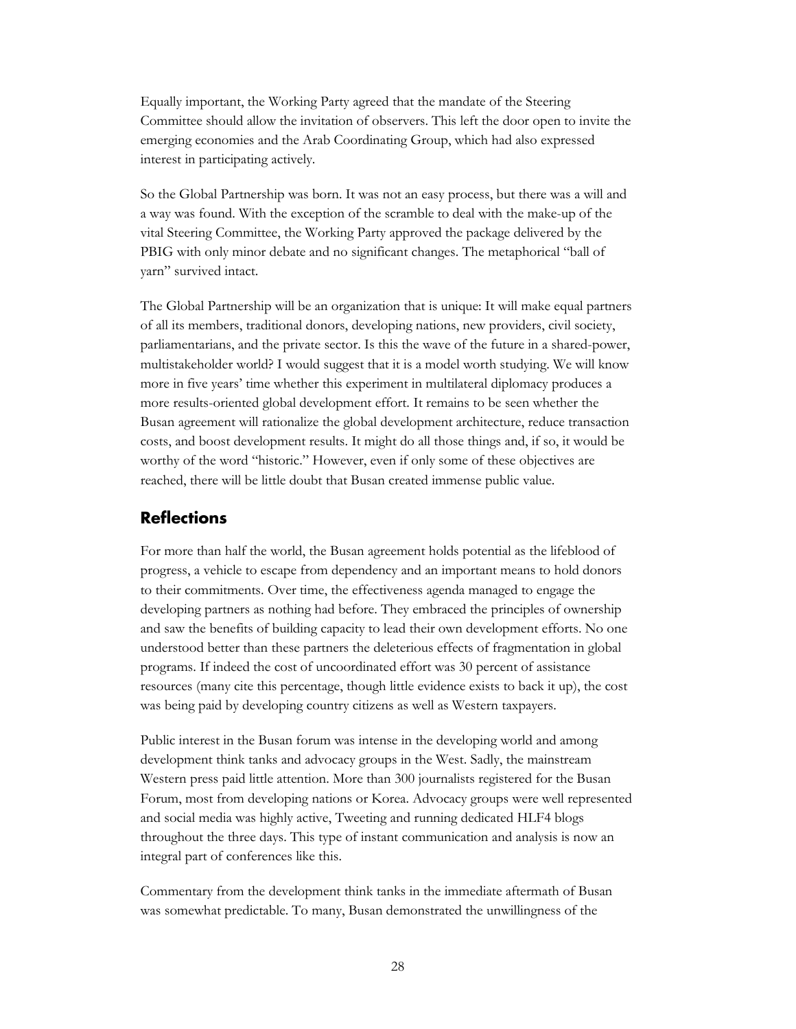Equally important, the Working Party agreed that the mandate of the Steering Committee should allow the invitation of observers. This left the door open to invite the emerging economies and the Arab Coordinating Group, which had also expressed interest in participating actively.

So the Global Partnership was born. It was not an easy process, but there was a will and a way was found. With the exception of the scramble to deal with the make-up of the vital Steering Committee, the Working Party approved the package delivered by the PBIG with only minor debate and no significant changes. The metaphorical "ball of yarn" survived intact.

The Global Partnership will be an organization that is unique: It will make equal partners of all its members, traditional donors, developing nations, new providers, civil society, parliamentarians, and the private sector. Is this the wave of the future in a shared-power, multistakeholder world? I would suggest that it is a model worth studying. We will know more in five years' time whether this experiment in multilateral diplomacy produces a more results-oriented global development effort. It remains to be seen whether the Busan agreement will rationalize the global development architecture, reduce transaction costs, and boost development results. It might do all those things and, if so, it would be worthy of the word "historic." However, even if only some of these objectives are reached, there will be little doubt that Busan created immense public value.

## Reflections

For more than half the world, the Busan agreement holds potential as the lifeblood of progress, a vehicle to escape from dependency and an important means to hold donors to their commitments. Over time, the effectiveness agenda managed to engage the developing partners as nothing had before. They embraced the principles of ownership and saw the benefits of building capacity to lead their own development efforts. No one understood better than these partners the deleterious effects of fragmentation in global programs. If indeed the cost of uncoordinated effort was 30 percent of assistance resources (many cite this percentage, though little evidence exists to back it up), the cost was being paid by developing country citizens as well as Western taxpayers.

Public interest in the Busan forum was intense in the developing world and among development think tanks and advocacy groups in the West. Sadly, the mainstream Western press paid little attention. More than 300 journalists registered for the Busan Forum, most from developing nations or Korea. Advocacy groups were well represented and social media was highly active, Tweeting and running dedicated HLF4 blogs throughout the three days. This type of instant communication and analysis is now an integral part of conferences like this.

Commentary from the development think tanks in the immediate aftermath of Busan was somewhat predictable. To many, Busan demonstrated the unwillingness of the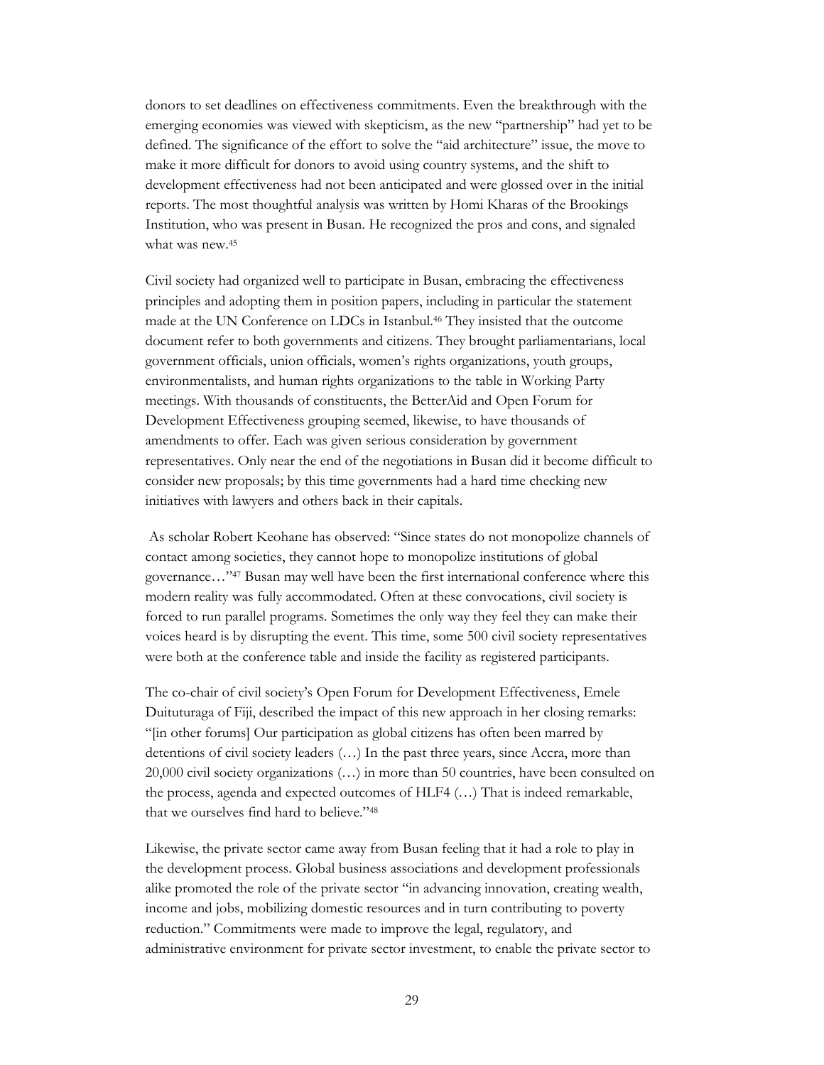donors to set deadlines on effectiveness commitments. Even the breakthrough with the emerging economies was viewed with skepticism, as the new "partnership" had yet to be defined. The significance of the effort to solve the "aid architecture" issue, the move to make it more difficult for donors to avoid using country systems, and the shift to development effectiveness had not been anticipated and were glossed over in the initial reports. The most thoughtful analysis was written by Homi Kharas of the Brookings Institution, who was present in Busan. He recognized the pros and cons, and signaled what was new.[45]

Civil society had organized well to participate in Busan, embracing the effectiveness principles and adopting them in position papers, including in particular the statement made at the UN Conference on LDCs in Istanbul.[46] They insisted that the outcome document refer to both governments and citizens. They brought parliamentarians, local government officials, union officials, women's rights organizations, youth groups, environmentalists, and human rights organizations to the table in Working Party meetings. With thousands of constituents, the BetterAid and Open Forum for Development Effectiveness grouping seemed, likewise, to have thousands of amendments to offer. Each was given serious consideration by government representatives. Only near the end of the negotiations in Busan did it become difficult to consider new proposals; by this time governments had a hard time checking new initiatives with lawyers and others back in their capitals.

As scholar Robert Keohane has observed: "Since states do not monopolize channels of contact among societies, they cannot hope to monopolize institutions of global governance…"[47] Busan may well have been the first international conference where this modern reality was fully accommodated. Often at these convocations, civil society is forced to run parallel programs. Sometimes the only way they feel they can make their voices heard is by disrupting the event. This time, some 500 civil society representatives were both at the conference table and inside the facility as registered participants.

The co-chair of civil society's Open Forum for Development Effectiveness, Emele Duituturaga of Fiji, described the impact of this new approach in her closing remarks: "[in other forums] Our participation as global citizens has often been marred by detentions of civil society leaders (…) In the past three years, since Accra, more than 20,000 civil society organizations (…) in more than 50 countries, have been consulted on the process, agenda and expected outcomes of HLF4 (…) That is indeed remarkable, that we ourselves find hard to believe."[48]

Likewise, the private sector came away from Busan feeling that it had a role to play in the development process. Global business associations and development professionals alike promoted the role of the private sector "in advancing innovation, creating wealth, income and jobs, mobilizing domestic resources and in turn contributing to poverty reduction." Commitments were made to improve the legal, regulatory, and administrative environment for private sector investment, to enable the private sector to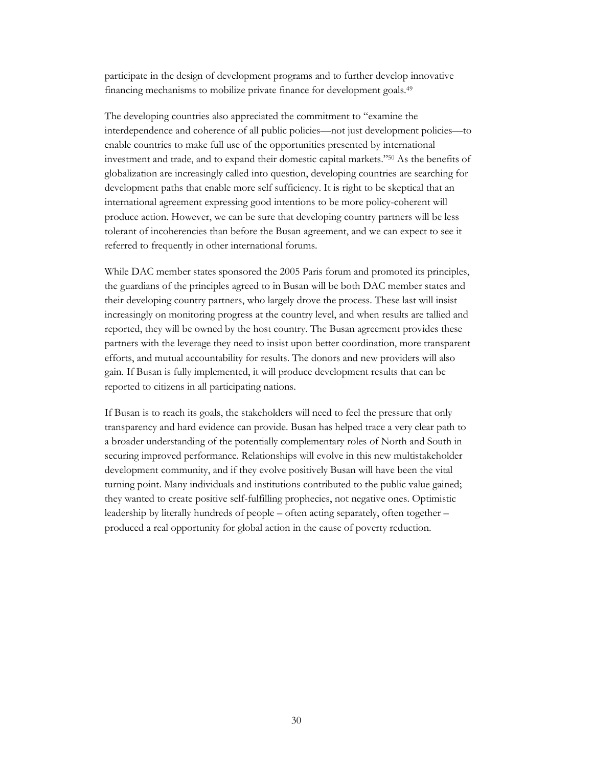participate in the design of development programs and to further develop innovative financing mechanisms to mobilize private finance for development goals.[49]

The developing countries also appreciated the commitment to "examine the interdependence and coherence of all public policies—not just development policies—to enable countries to make full use of the opportunities presented by international investment and trade, and to expand their domestic capital markets."[50] As the benefits of globalization are increasingly called into question, developing countries are searching for development paths that enable more self sufficiency. It is right to be skeptical that an international agreement expressing good intentions to be more policy-coherent will produce action. However, we can be sure that developing country partners will be less tolerant of incoherencies than before the Busan agreement, and we can expect to see it referred to frequently in other international forums.

While DAC member states sponsored the 2005 Paris forum and promoted its principles, the guardians of the principles agreed to in Busan will be both DAC member states and their developing country partners, who largely drove the process. These last will insist increasingly on monitoring progress at the country level, and when results are tallied and reported, they will be owned by the host country. The Busan agreement provides these partners with the leverage they need to insist upon better coordination, more transparent efforts, and mutual accountability for results. The donors and new providers will also gain. If Busan is fully implemented, it will produce development results that can be reported to citizens in all participating nations.

If Busan is to reach its goals, the stakeholders will need to feel the pressure that only transparency and hard evidence can provide. Busan has helped trace a very clear path to a broader understanding of the potentially complementary roles of North and South in securing improved performance. Relationships will evolve in this new multistakeholder development community, and if they evolve positively Busan will have been the vital turning point. Many individuals and institutions contributed to the public value gained; they wanted to create positive self-fulfilling prophecies, not negative ones. Optimistic leadership by literally hundreds of people – often acting separately, often together – produced a real opportunity for global action in the cause of poverty reduction.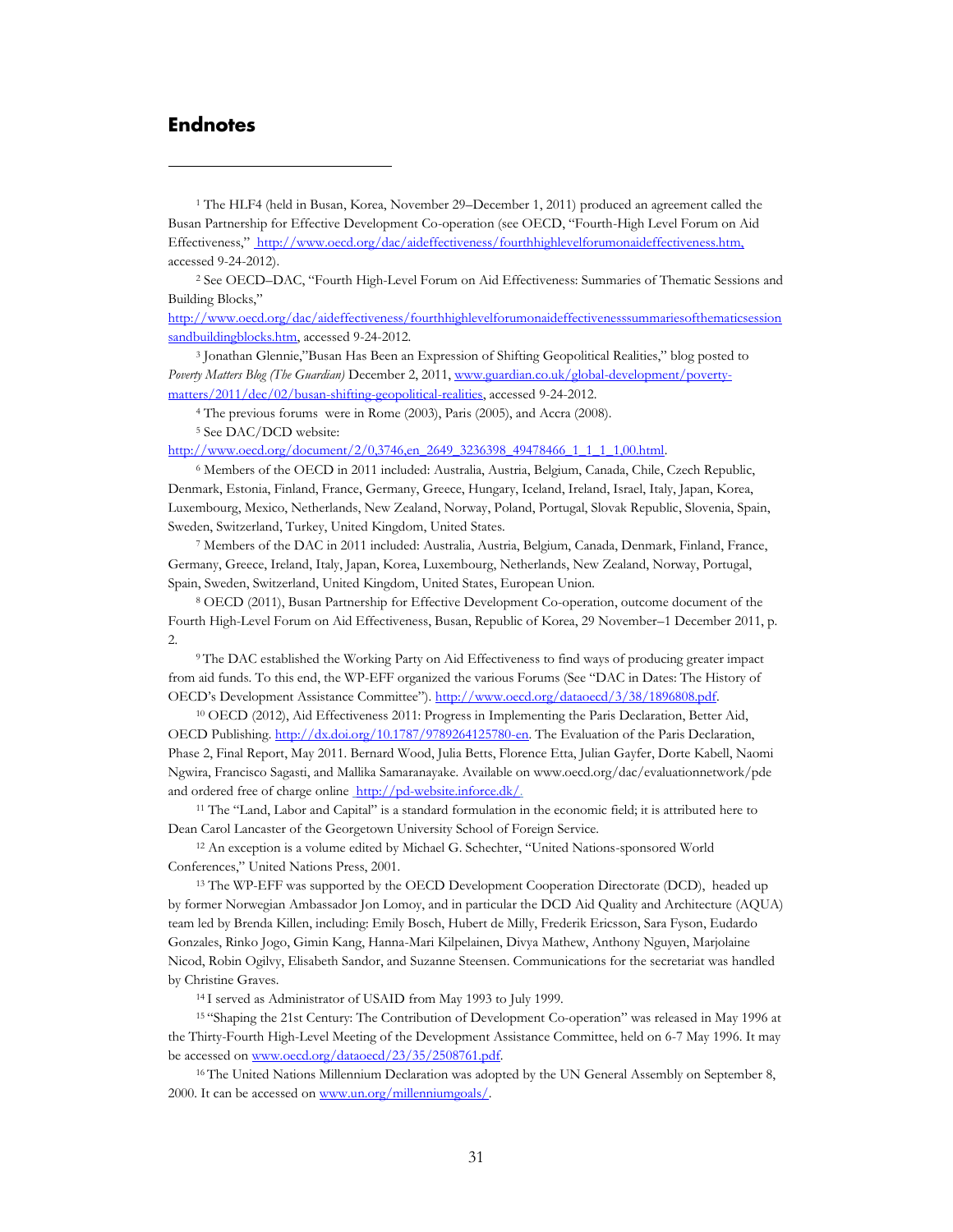## Endnotes

[1] The HLF4 (held in Busan, Korea, November 29–December 1, 2011) produced an agreement called the Busan Partnership for Effective Development Co-operation (see OECD, "Fourth-High Level Forum on Aid Effectiveness," http://www.oecd.org/dac/aideffectiveness/fourthhighlevelforumonaideffectiveness.htm, accessed 9-24-2012).

[2] See OECD–DAC, "Fourth High-Level Forum on Aid Effectiveness: Summaries of Thematic Sessions and Building Blocks," http://www.oecd.org/dac/aideffectiveness/fourthhighlevelforumonaideffectivenesssummariesofthematicsessionsandbuildingblocks.htm, accessed 9-24-2012.

[3] Jonathan Glennie,"Busan Has Been an Expression of Shifting Geopolitical Realities," blog posted to *Poverty Matters Blog (The Guardian)* December 2, 2011, www.guardian.co.uk/global-development/poverty-matters/2011/dec/02/busan-shifting-geopolitical-realities, accessed 9-24-2012.

[4] The previous forums were in Rome (2003), Paris (2005), and Accra (2008).

[5] See DAC/DCD website: http://www.oecd.org/document/2/0,3746,en_2649_3236398_49478466_1_1_1_1,00.html.

[6] Members of the OECD in 2011 included: Australia, Austria, Belgium, Canada, Chile, Czech Republic, Denmark, Estonia, Finland, France, Germany, Greece, Hungary, Iceland, Ireland, Israel, Italy, Japan, Korea, Luxembourg, Mexico, Netherlands, New Zealand, Norway, Poland, Portugal, Slovak Republic, Slovenia, Spain, Sweden, Switzerland, Turkey, United Kingdom, United States.

[7] Members of the DAC in 2011 included: Australia, Austria, Belgium, Canada, Denmark, Finland, France, Germany, Greece, Ireland, Italy, Japan, Korea, Luxembourg, Netherlands, New Zealand, Norway, Portugal, Spain, Sweden, Switzerland, United Kingdom, United States, European Union.

[8] OECD (2011), Busan Partnership for Effective Development Co-operation, outcome document of the Fourth High-Level Forum on Aid Effectiveness, Busan, Republic of Korea, 29 November–1 December 2011, p. 2.

[9] The DAC established the Working Party on Aid Effectiveness to find ways of producing greater impact from aid funds. To this end, the WP-EFF organized the various Forums (See "DAC in Dates: The History of OECD's Development Assistance Committee"). http://www.oecd.org/dataoecd/3/38/1896808.pdf.

[10] OECD (2012), Aid Effectiveness 2011: Progress in Implementing the Paris Declaration, Better Aid, OECD Publishing. http://dx.doi.org/10.1787/9789264125780-en. The Evaluation of the Paris Declaration, Phase 2, Final Report, May 2011. Bernard Wood, Julia Betts, Florence Etta, Julian Gayfer, Dorte Kabell, Naomi Ngwira, Francisco Sagasti, and Mallika Samaranayake. Available on www.oecd.org/dac/evaluationnetwork/pde and ordered free of charge online http://pd-website.inforce.dk/.

[11] The "Land, Labor and Capital" is a standard formulation in the economic field; it is attributed here to Dean Carol Lancaster of the Georgetown University School of Foreign Service.

[12] An exception is a volume edited by Michael G. Schechter, "United Nations-sponsored World Conferences," United Nations Press, 2001.

[13] The WP-EFF was supported by the OECD Development Cooperation Directorate (DCD), headed up by former Norwegian Ambassador Jon Lomoy, and in particular the DCD Aid Quality and Architecture (AQUA) team led by Brenda Killen, including: Emily Bosch, Hubert de Milly, Frederik Ericsson, Sara Fyson, Eudardo Gonzales, Rinko Jogo, Gimin Kang, Hanna-Mari Kilpelainen, Divya Mathew, Anthony Nguyen, Marjolaine Nicod, Robin Ogilvy, Elisabeth Sandor, and Suzanne Steensen. Communications for the secretariat was handled by Christine Graves.

[14] I served as Administrator of USAID from May 1993 to July 1999.

[15] "Shaping the 21st Century: The Contribution of Development Co-operation" was released in May 1996 at the Thirty-Fourth High-Level Meeting of the Development Assistance Committee, held on 6-7 May 1996. It may be accessed on www.oecd.org/dataoecd/23/35/2508761.pdf.

[16] The United Nations Millennium Declaration was adopted by the UN General Assembly on September 8, 2000. It can be accessed on www.un.org/millenniumgoals/.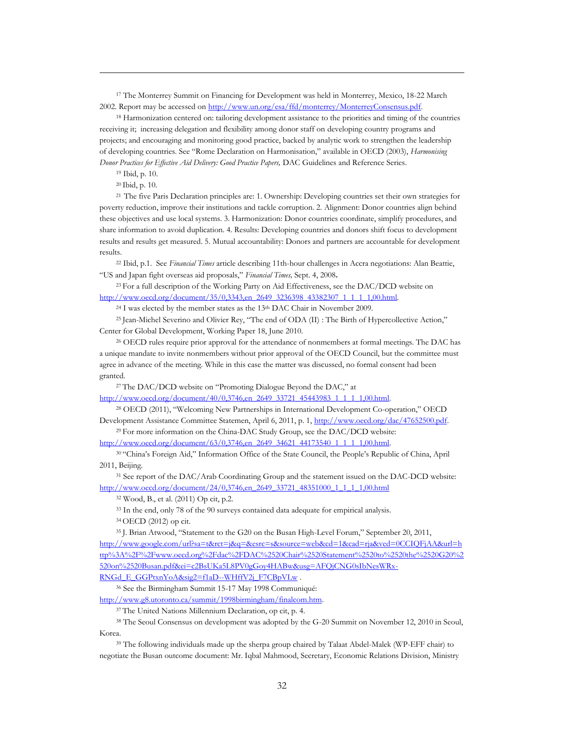[17] The Monterrey Summit on Financing for Development was held in Monterrey, Mexico, 18-22 March 2002. Report may be accessed on http://www.un.org/esa/ffd/monterrey/MonterreyConsensus.pdf.

[18] Harmonization centered on: tailoring development assistance to the priorities and timing of the countries receiving it; increasing delegation and flexibility among donor staff on developing country programs and projects; and encouraging and monitoring good practice, backed by analytic work to strengthen the leadership of developing countries. See "Rome Declaration on Harmonisation," available in OECD (2003), *Harmonising Donor Practices for Effective Aid Delivery: Good Practice Papers,* DAC Guidelines and Reference Series.

[19] Ibid, p. 10.

[20] Ibid, p. 10.

[21] The five Paris Declaration principles are: 1. Ownership: Developing countries set their own strategies for poverty reduction, improve their institutions and tackle corruption. 2. Alignment: Donor countries align behind these objectives and use local systems. 3. Harmonization: Donor countries coordinate, simplify procedures, and share information to avoid duplication. 4. Results: Developing countries and donors shift focus to development results and results get measured. 5. Mutual accountability: Donors and partners are accountable for development results.

[22] Ibid, p.1. See *Financial Times* article describing 11th-hour challenges in Accra negotiations: Alan Beattie, "US and Japan fight overseas aid proposals," *Financial Times,* Sept. 4, 2008**.**

[23] For a full description of the Working Party on Aid Effectiveness, see the DAC/DCD website on http://www.oecd.org/document/35/0,3343,en_2649_3236398_43382307_1_1_1_1,00.html.

[24] I was elected by the member states as the 13th DAC Chair in November 2009.

[25] Jean-Michel Severino and Olivier Rey, "The end of ODA (II) : The Birth of Hypercollective Action," Center for Global Development, Working Paper 18, June 2010.

[26] OECD rules require prior approval for the attendance of nonmembers at formal meetings. The DAC has a unique mandate to invite nonmembers without prior approval of the OECD Council, but the committee must agree in advance of the meeting. While in this case the matter was discussed, no formal consent had been granted.

[27] The DAC/DCD website on "Promoting Dialogue Beyond the DAC," at http://www.oecd.org/document/40/0,3746,en_2649_33721_45443983_1_1_1_1,00.html.

[28] OECD (2011), "Welcoming New Partnerships in International Development Co-operation," OECD Development Assistance Committee Statemen, April 6, 2011, p. 1, http://www.oecd.org/dac/47652500.pdf.

[29] For more information on the China-DAC Study Group, see the DAC/DCD website: http://www.oecd.org/document/63/0,3746,en_2649_34621_44173540_1_1_1_1,00.html.

[30] "China's Foreign Aid," Information Office of the State Council, the People's Republic of China, April 2011, Beijing.

[31] See report of the DAC/Arab Coordinating Group and the statement issued on the DAC-DCD website: http://www.oecd.org/document/24/0,3746,en_2649_33721_48351000_1_1_1_1,00.html

[32] Wood, B., et al. (2011) Op cit, p.2.

[33] In the end, only 78 of the 90 surveys contained data adequate for empirical analysis.

[34] OECD (2012) op cit.

[35] J. Brian Atwood, "Statement to the G20 on the Busan High-Level Forum," September 20, 2011, http://www.google.com/url?sa=t&rct=j&q=&esrc=s&source=web&cd=1&cad=rja&ved=0CCIQFjAA&url=http%3A%2F%2Fwww.oecd.org%2Fdac%2FDAC%2520Chair%2520Statement%2520to%2520the%2520G20%2520on%2520Busan.pdf&ei=c2BsUKa5L8PV0gGoy4HABw&usg=AFQjCNG0sIbNesWRx-RNGd_E_GGPtxnYoA&sig2=f1aD--WHffV2j_F7CBpVLw .

[36] See the Birmingham Summit 15-17 May 1998 Communiqué: http://www.g8.utoronto.ca/summit/1998birmingham/finalcom.htm.

[37] The United Nations Millennium Declaration, op cit, p. 4.

[38] The Seoul Consensus on development was adopted by the G-20 Summit on November 12, 2010 in Seoul, Korea.

[39] The following individuals made up the sherpa group chaired by Talaat Abdel-Malek (WP-EFF chair) to negotiate the Busan outcome document: Mr. Iqbal Mahmood, Secretary, Economic Relations Division, Ministry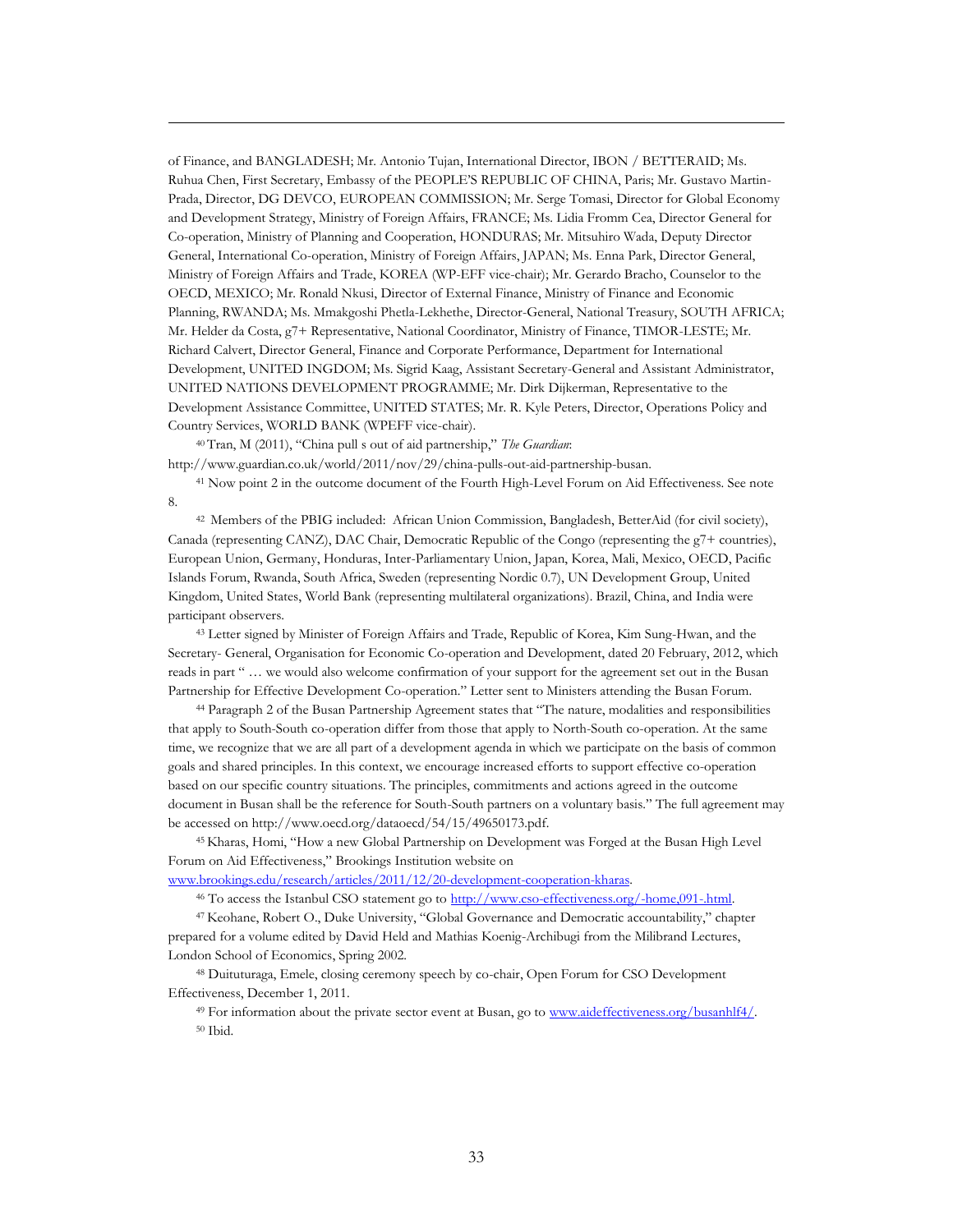of Finance, and BANGLADESH; Mr. Antonio Tujan, International Director, IBON / BETTERAID; Ms. Ruhua Chen, First Secretary, Embassy of the PEOPLE'S REPUBLIC OF CHINA, Paris; Mr. Gustavo Martin-Prada, Director, DG DEVCO, EUROPEAN COMMISSION; Mr. Serge Tomasi, Director for Global Economy and Development Strategy, Ministry of Foreign Affairs, FRANCE; Ms. Lidia Fromm Cea, Director General for Co-operation, Ministry of Planning and Cooperation, HONDURAS; Mr. Mitsuhiro Wada, Deputy Director General, International Co-operation, Ministry of Foreign Affairs, JAPAN; Ms. Enna Park, Director General, Ministry of Foreign Affairs and Trade, KOREA (WP-EFF vice-chair); Mr. Gerardo Bracho, Counselor to the OECD, MEXICO; Mr. Ronald Nkusi, Director of External Finance, Ministry of Finance and Economic Planning, RWANDA; Ms. Mmakgoshi Phetla-Lekhethe, Director-General, National Treasury, SOUTH AFRICA; Mr. Helder da Costa, g7+ Representative, National Coordinator, Ministry of Finance, TIMOR-LESTE; Mr. Richard Calvert, Director General, Finance and Corporate Performance, Department for International Development, UNITED INGDOM; Ms. Sigrid Kaag, Assistant Secretary-General and Assistant Administrator, UNITED NATIONS DEVELOPMENT PROGRAMME; Mr. Dirk Dijkerman, Representative to the Development Assistance Committee, UNITED STATES; Mr. R. Kyle Peters, Director, Operations Policy and Country Services, WORLD BANK (WPEFF vice-chair).

[40] Tran, M (2011), "China pull s out of aid partnership," *The Guardian*: http://www.guardian.co.uk/world/2011/nov/29/china-pulls-out-aid-partnership-busan.

[41] Now point 2 in the outcome document of the Fourth High-Level Forum on Aid Effectiveness. See note 8.

[42] Members of the PBIG included: African Union Commission, Bangladesh, BetterAid (for civil society), Canada (representing CANZ), DAC Chair, Democratic Republic of the Congo (representing the g7+ countries), European Union, Germany, Honduras, Inter-Parliamentary Union, Japan, Korea, Mali, Mexico, OECD, Pacific Islands Forum, Rwanda, South Africa, Sweden (representing Nordic 0.7), UN Development Group, United Kingdom, United States, World Bank (representing multilateral organizations). Brazil, China, and India were participant observers.

[43] Letter signed by Minister of Foreign Affairs and Trade, Republic of Korea, Kim Sung-Hwan, and the Secretary- General, Organisation for Economic Co-operation and Development, dated 20 February, 2012, which reads in part " … we would also welcome confirmation of your support for the agreement set out in the Busan Partnership for Effective Development Co-operation." Letter sent to Ministers attending the Busan Forum.

[44] Paragraph 2 of the Busan Partnership Agreement states that "The nature, modalities and responsibilities that apply to South-South co-operation differ from those that apply to North-South co-operation. At the same time, we recognize that we are all part of a development agenda in which we participate on the basis of common goals and shared principles. In this context, we encourage increased efforts to support effective co-operation based on our specific country situations. The principles, commitments and actions agreed in the outcome document in Busan shall be the reference for South-South partners on a voluntary basis." The full agreement may be accessed on http://www.oecd.org/dataoecd/54/15/49650173.pdf.

[45] Kharas, Homi, "How a new Global Partnership on Development was Forged at the Busan High Level Forum on Aid Effectiveness," Brookings Institution website on www.brookings.edu/research/articles/2011/12/20-development-cooperation-kharas.

[46] To access the Istanbul CSO statement go to http://www.cso-effectiveness.org/-home,091-.html.

[47] Keohane, Robert O., Duke University, "Global Governance and Democratic accountability," chapter prepared for a volume edited by David Held and Mathias Koenig-Archibugi from the Milibrand Lectures, London School of Economics, Spring 2002.

[48] Duituturaga, Emele, closing ceremony speech by co-chair, Open Forum for CSO Development Effectiveness, December 1, 2011.

[49] For information about the private sector event at Busan, go to www.aideffectiveness.org/busanhlf4/.

[50] Ibid.